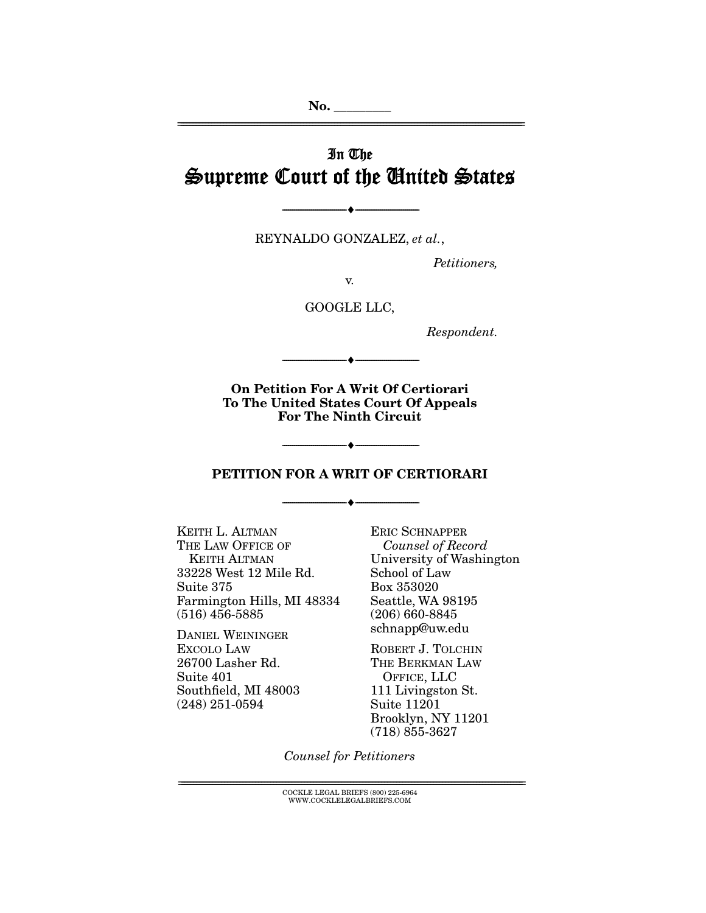No. ________

# In The
# Supreme Court of the United States

---

REYNALDO GONZALEZ, *et al.*,

*Petitioners,*

v.

GOOGLE LLC,

*Respondent.*

---

**On Petition For A Writ Of Certiorari To The United States Court Of Appeals For The Ninth Circuit**

---

**PETITION FOR A WRIT OF CERTIORARI**

---

KEITH L. ALTMAN
THE LAW OFFICE OF KEITH ALTMAN
33228 West 12 Mile Rd.
Suite 375
Farmington Hills, MI 48334
(516) 456-5885

DANIEL WEININGER
EXCOLO LAW
26700 Lasher Rd.
Suite 401
Southfield, MI 48003
(248) 251-0594

ERIC SCHNAPPER
*Counsel of Record*
University of Washington School of Law
Box 353020
Seattle, WA 98195
(206) 660-8845
schnapp@uw.edu

ROBERT J. TOLCHIN
THE BERKMAN LAW OFFICE, LLC
111 Livingston St.
Suite 11201
Brooklyn, NY 11201
(718) 855-3627

*Counsel for Petitioners*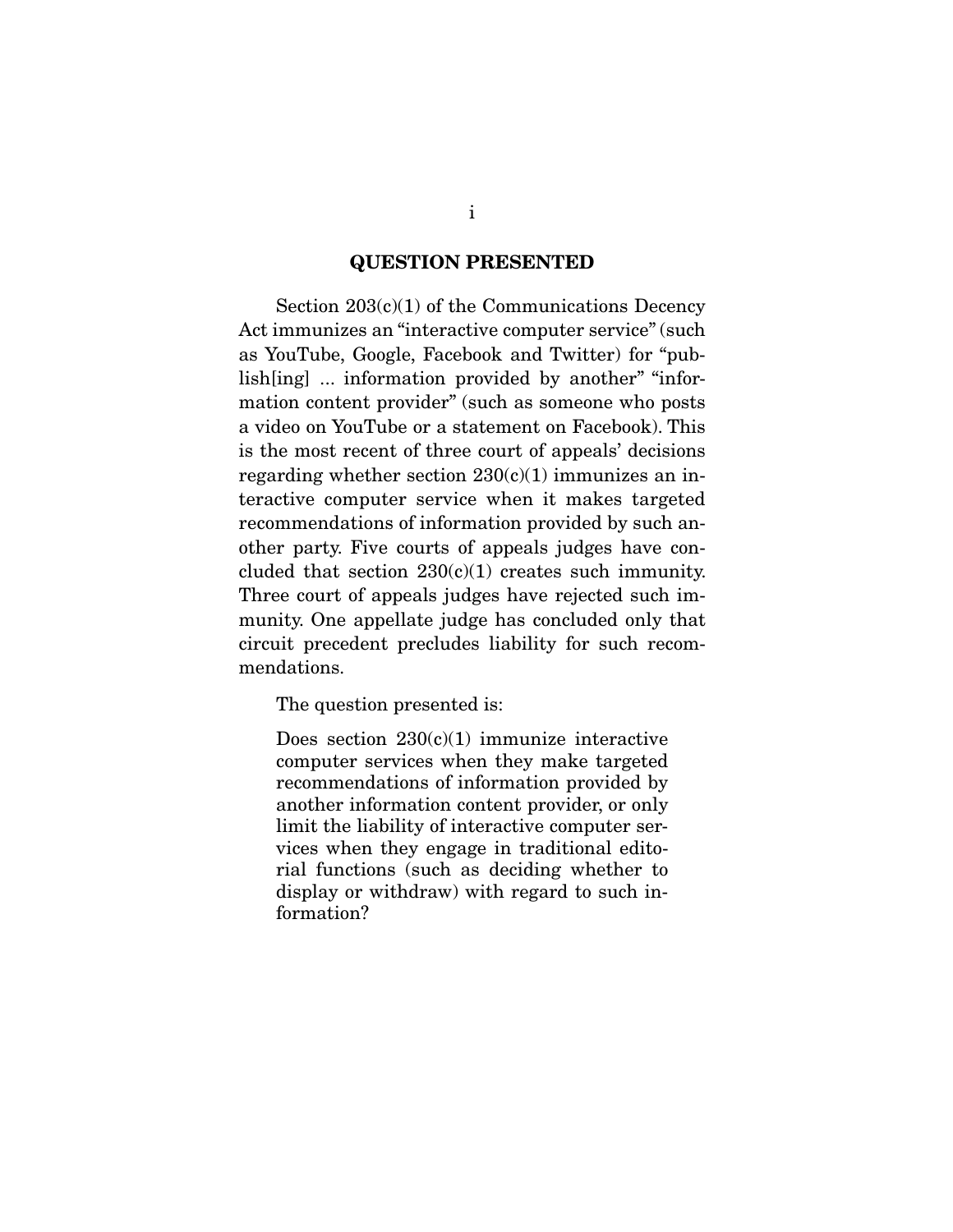## QUESTION PRESENTED

Section 203(c)(1) of the Communications Decency Act immunizes an "interactive computer service" (such as YouTube, Google, Facebook and Twitter) for "publish[ing] ... information provided by another" "information content provider" (such as someone who posts a video on YouTube or a statement on Facebook). This is the most recent of three court of appeals' decisions regarding whether section 230(c)(1) immunizes an interactive computer service when it makes targeted recommendations of information provided by such another party. Five courts of appeals judges have concluded that section 230(c)(1) creates such immunity. Three court of appeals judges have rejected such immunity. One appellate judge has concluded only that circuit precedent precludes liability for such recommendations.

The question presented is:

> Does section 230(c)(1) immunize interactive computer services when they make targeted recommendations of information provided by another information content provider, or only limit the liability of interactive computer services when they engage in traditional editorial functions (such as deciding whether to display or withdraw) with regard to such information?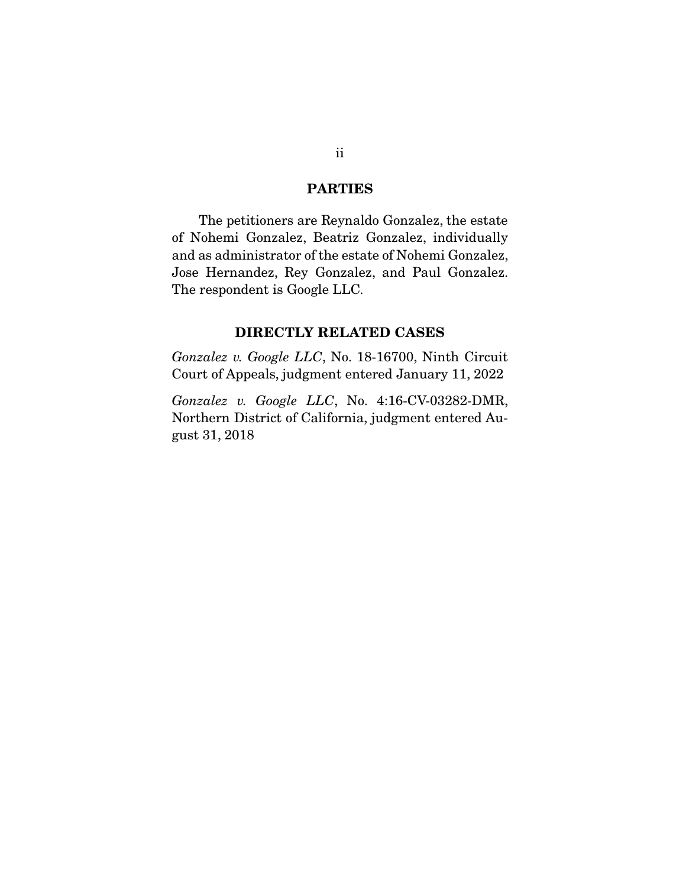## PARTIES

The petitioners are Reynaldo Gonzalez, the estate of Nohemi Gonzalez, Beatriz Gonzalez, individually and as administrator of the estate of Nohemi Gonzalez, Jose Hernandez, Rey Gonzalez, and Paul Gonzalez. The respondent is Google LLC.

## DIRECTLY RELATED CASES

*Gonzalez v. Google LLC*, No. 18-16700, Ninth Circuit Court of Appeals, judgment entered January 11, 2022

*Gonzalez v. Google LLC*, No. 4:16-CV-03282-DMR, Northern District of California, judgment entered August 31, 2018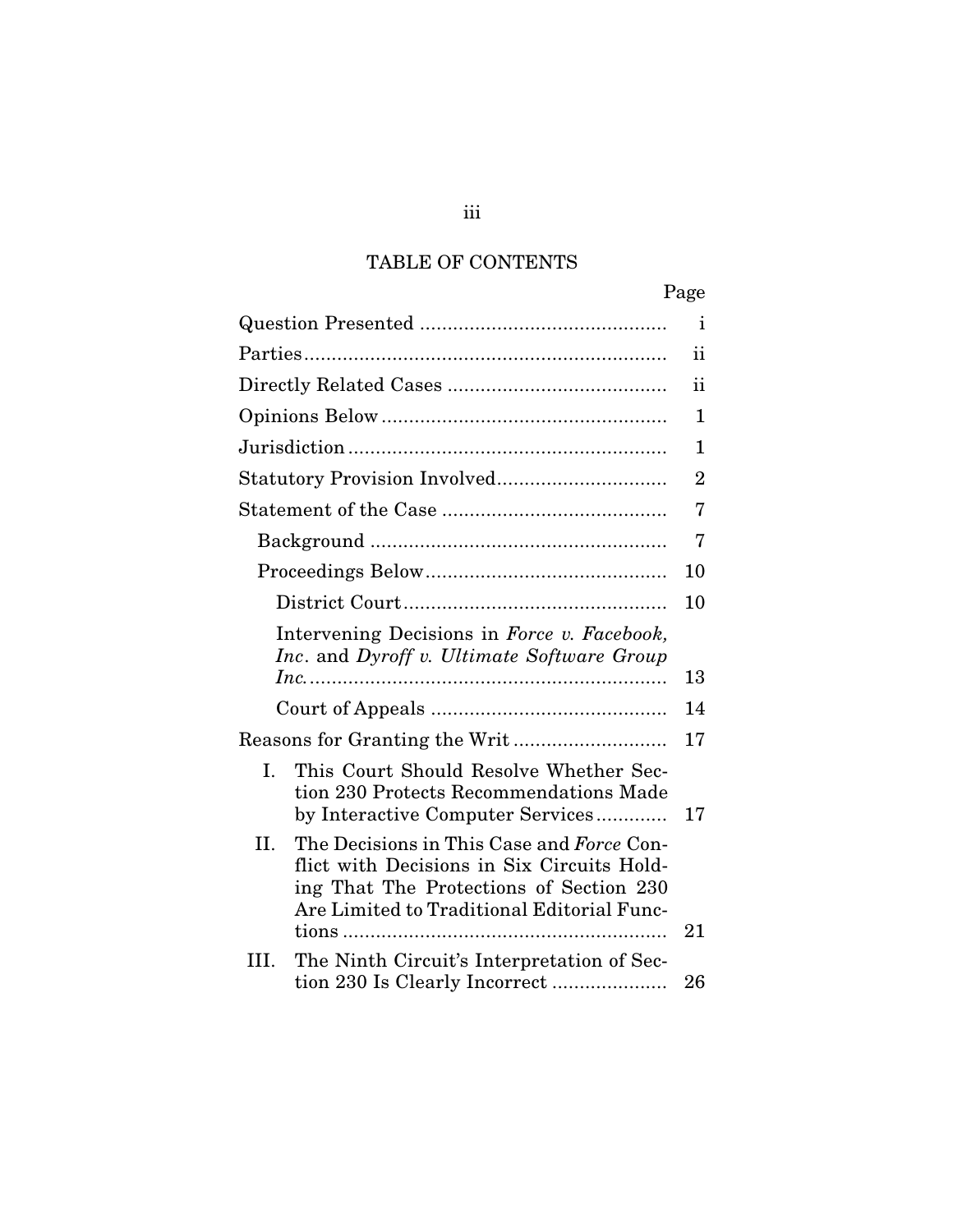## TABLE OF CONTENTS

| | Page |
|---|---|
| Question Presented | i |
| Parties | ii |
| Directly Related Cases | ii |
| Opinions Below | 1 |
| Jurisdiction | 1 |
| Statutory Provision Involved | 2 |
| Statement of the Case | 7 |
| Background | 7 |
| Proceedings Below | 10 |
| District Court | 10 |
| Intervening Decisions in *Force v. Facebook, Inc*. and *Dyroff v. Ultimate Software Group Inc.* | 13 |
| Court of Appeals | 14 |
| Reasons for Granting the Writ | 17 |
| I. This Court Should Resolve Whether Section 230 Protects Recommendations Made by Interactive Computer Services | 17 |
| II. The Decisions in This Case and *Force* Conflict with Decisions in Six Circuits Holding That The Protections of Section 230 Are Limited to Traditional Editorial Functions | 21 |
| III. The Ninth Circuit's Interpretation of Section 230 Is Clearly Incorrect | 26 |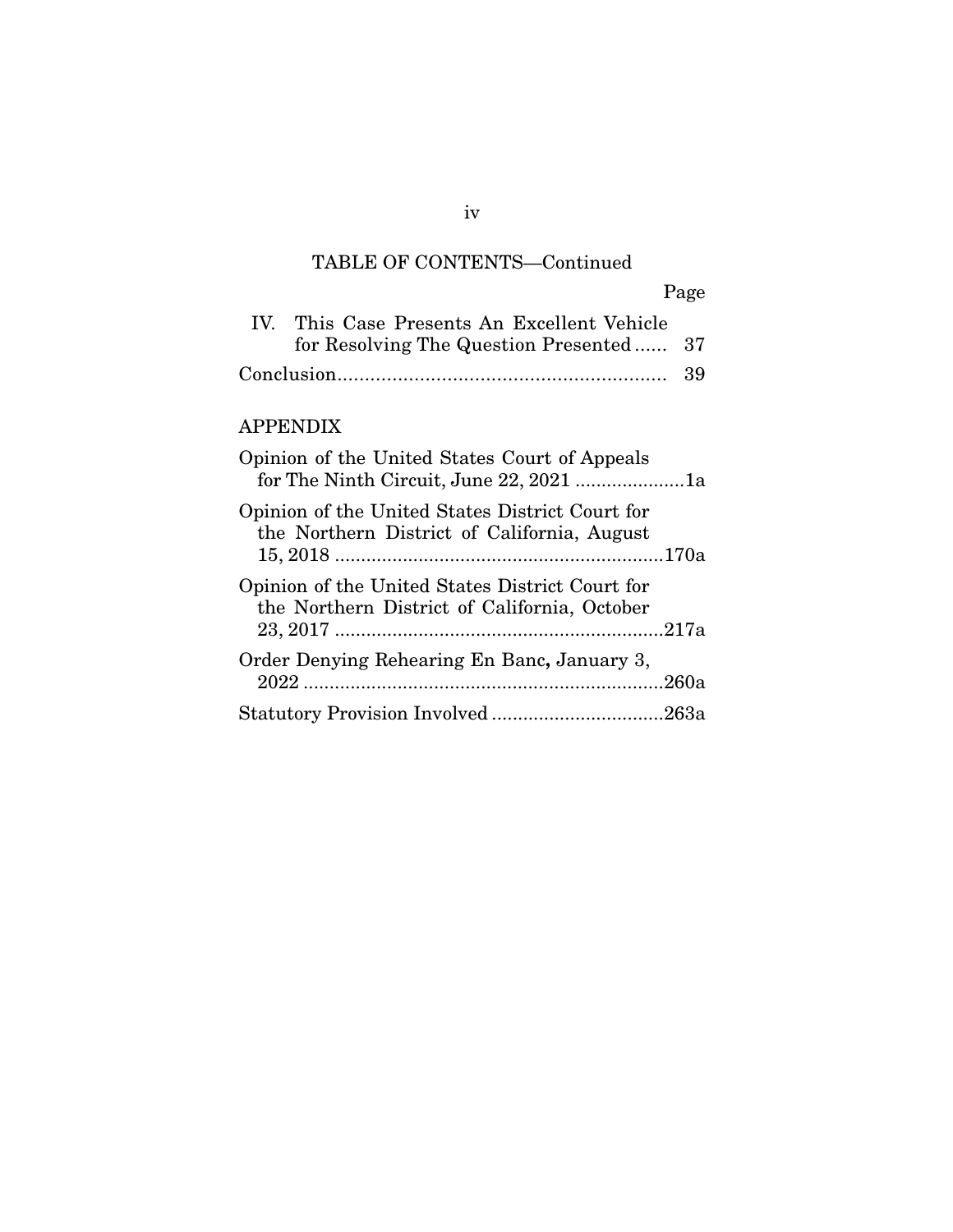TABLE OF CONTENTS—Continued

| | Page |
|---|---|
| IV. This Case Presents An Excellent Vehicle for Resolving The Question Presented | 37 |
| Conclusion | 39 |

APPENDIX

| | |
|---|---|
| Opinion of the United States Court of Appeals for The Ninth Circuit, June 22, 2021 | 1a |
| Opinion of the United States District Court for the Northern District of California, August 15, 2018 | 170a |
| Opinion of the United States District Court for the Northern District of California, October 23, 2017 | 217a |
| Order Denying Rehearing En Banc, January 3, 2022 | 260a |
| Statutory Provision Involved | 263a |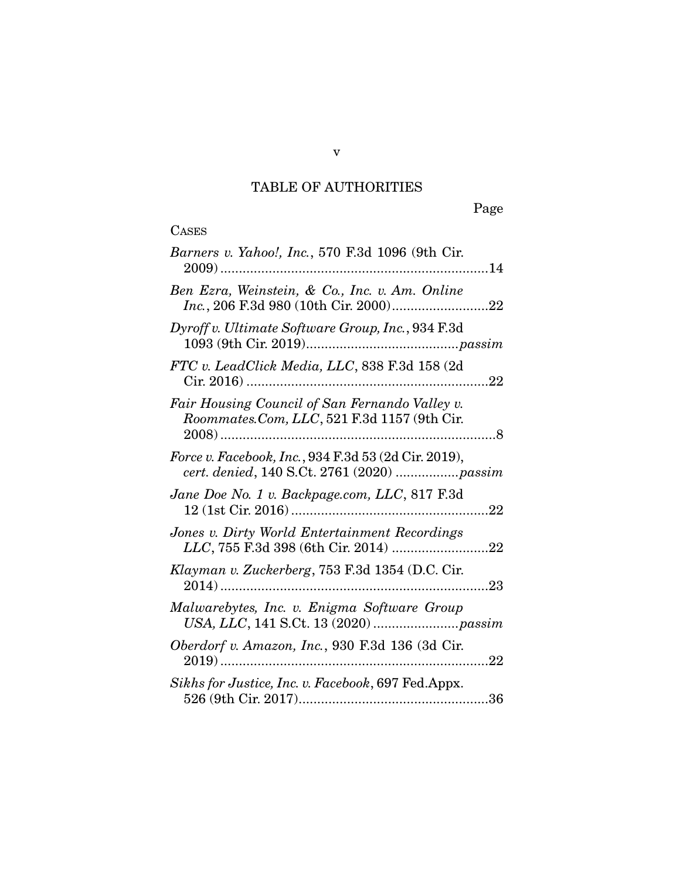# TABLE OF AUTHORITIES

Page

CASES

*Barners v. Yahoo!, Inc.*, 570 F.3d 1096 (9th Cir. 2009) ........................................................................14

*Ben Ezra, Weinstein, & Co., Inc. v. Am. Online Inc.*, 206 F.3d 980 (10th Cir. 2000)..........................22

*Dyroff v. Ultimate Software Group, Inc.*, 934 F.3d 1093 (9th Cir. 2019)........................................*passim*

*FTC v. LeadClick Media, LLC*, 838 F.3d 158 (2d Cir. 2016) .................................................................22

*Fair Housing Council of San Fernando Valley v. Roommates.Com, LLC*, 521 F.3d 1157 (9th Cir. 2008) ..........................................................................8

*Force v. Facebook, Inc.*, 934 F.3d 53 (2d Cir. 2019), *cert. denied*, 140 S.Ct. 2761 (2020) .................*passim*

*Jane Doe No. 1 v. Backpage.com, LLC*, 817 F.3d 12 (1st Cir. 2016) .....................................................22

*Jones v. Dirty World Entertainment Recordings LLC*, 755 F.3d 398 (6th Cir. 2014) ..........................22

*Klayman v. Zuckerberg*, 753 F.3d 1354 (D.C. Cir. 2014) .........................................................................23

*Malwarebytes, Inc. v. Enigma Software Group USA, LLC*, 141 S.Ct. 13 (2020) .......................*passim*

*Oberdorf v. Amazon, Inc.*, 930 F.3d 136 (3d Cir. 2019) .........................................................................22

*Sikhs for Justice, Inc. v. Facebook*, 697 Fed.Appx. 526 (9th Cir. 2017)...................................................36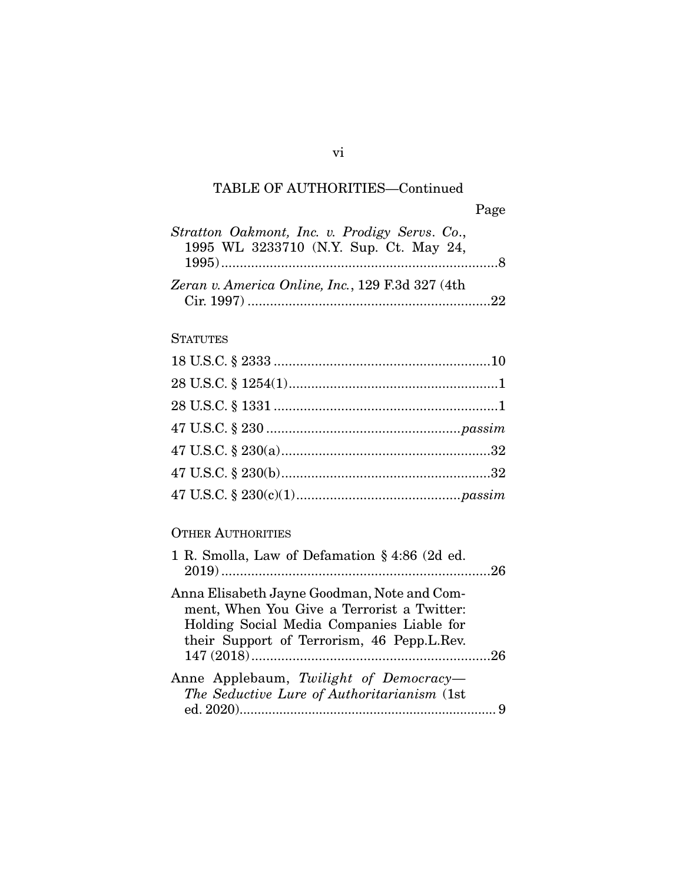TABLE OF AUTHORITIES—Continued

Page

*Stratton Oakmont, Inc. v. Prodigy Servs. Co.*, 1995 WL 3233710 (N.Y. Sup. Ct. May 24, 1995) ....................................................................8

*Zeran v. America Online, Inc.*, 129 F.3d 327 (4th Cir. 1997) ...........................................................22

STATUTES

18 U.S.C. § 2333 ...................................................10

28 U.S.C. § 1254(1)..................................................1

28 U.S.C. § 1331 .....................................................1

47 U.S.C. § 230 ...............................................*passim*

47 U.S.C. § 230(a)..................................................32

47 U.S.C. § 230(b)..................................................32

47 U.S.C. § 230(c)(1).......................................*passim*

OTHER AUTHORITIES

1 R. Smolla, Law of Defamation § 4:86 (2d ed. 2019) ..................................................................26

Anna Elisabeth Jayne Goodman, Note and Comment, When You Give a Terrorist a Twitter: Holding Social Media Companies Liable for their Support of Terrorism, 46 Pepp.L.Rev. 147 (2018) ..........................................................26

Anne Applebaum, *Twilight of Democracy—The Seductive Lure of Authoritarianism* (1st ed. 2020)............................................................... 9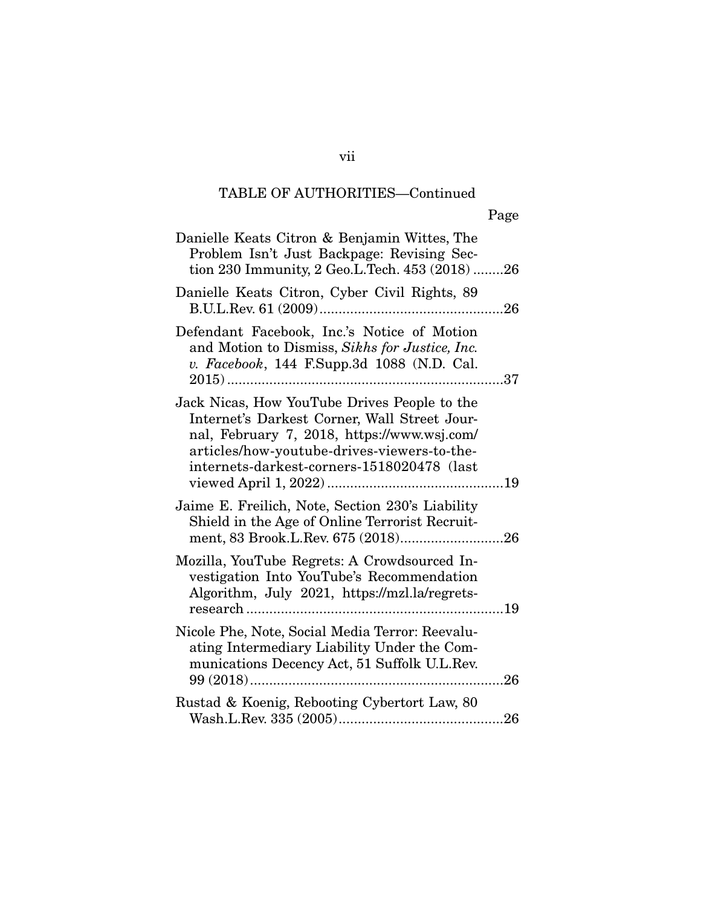TABLE OF AUTHORITIES—Continued

Page

Danielle Keats Citron & Benjamin Wittes, The Problem Isn't Just Backpage: Revising Section 230 Immunity, 2 Geo.L.Tech. 453 (2018) ........26

Danielle Keats Citron, Cyber Civil Rights, 89 B.U.L.Rev. 61 (2009)................................................26

Defendant Facebook, Inc.'s Notice of Motion and Motion to Dismiss, *Sikhs for Justice, Inc. v. Facebook*, 144 F.Supp.3d 1088 (N.D. Cal. 2015).......................................................................37

Jack Nicas, How YouTube Drives People to the Internet's Darkest Corner, Wall Street Journal, February 7, 2018, https://www.wsj.com/articles/how-youtube-drives-viewers-to-the-internets-darkest-corners-1518020478 (last viewed April 1, 2022).............................................19

Jaime E. Freilich, Note, Section 230's Liability Shield in the Age of Online Terrorist Recruitment, 83 Brook.L.Rev. 675 (2018)..........................26

Mozilla, YouTube Regrets: A Crowdsourced Investigation Into YouTube's Recommendation Algorithm, July 2021, https://mzl.la/regrets-research...................................................................19

Nicole Phe, Note, Social Media Terror: Reevaluating Intermediary Liability Under the Communications Decency Act, 51 Suffolk U.L.Rev. 99 (2018)..................................................................26

Rustad & Koenig, Rebooting Cybertort Law, 80 Wash.L.Rev. 335 (2005)..........................................26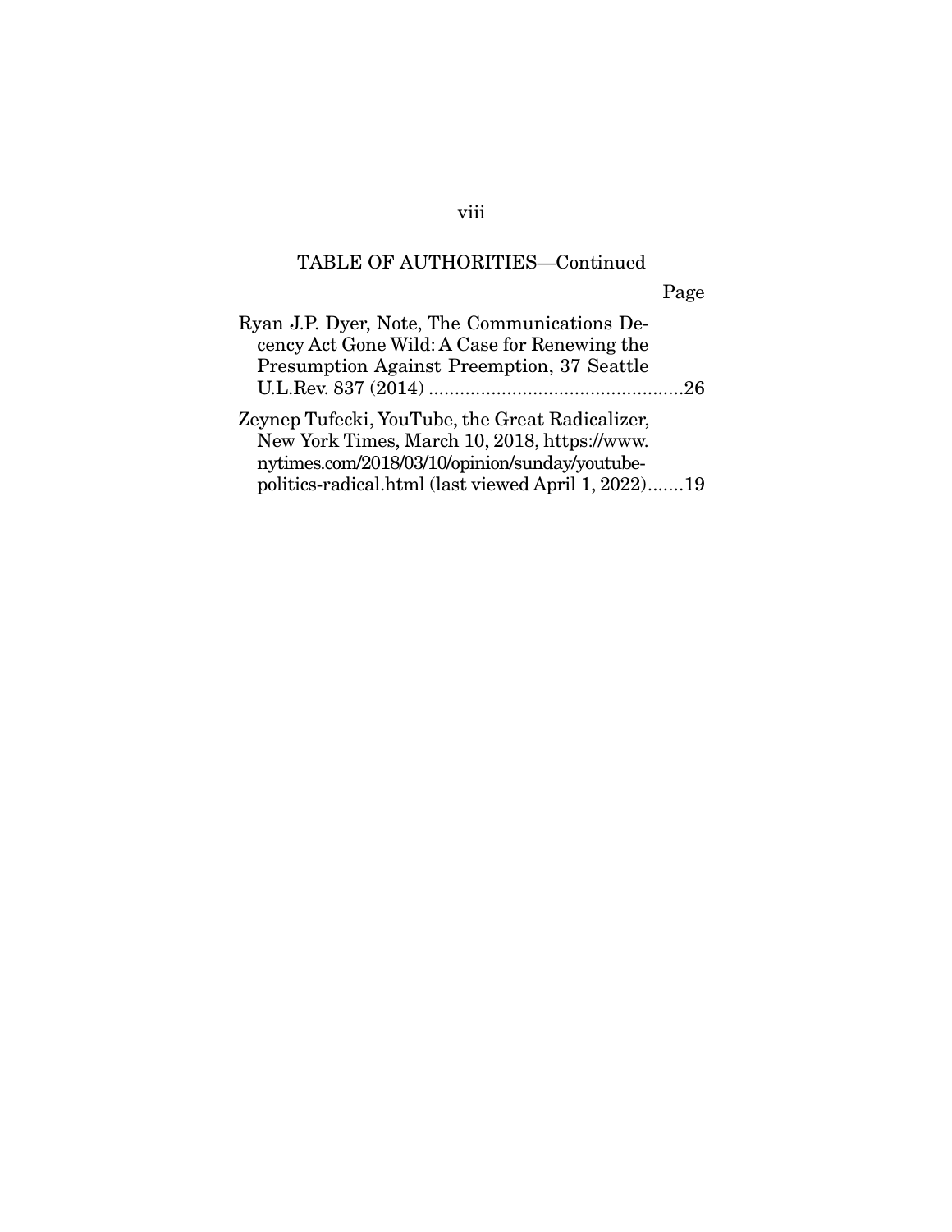TABLE OF AUTHORITIES—Continued

Page

Ryan J.P. Dyer, Note, The Communications Decency Act Gone Wild: A Case for Renewing the Presumption Against Preemption, 37 Seattle U.L.Rev. 837 (2014) ....................................................26

Zeynep Tufecki, YouTube, the Great Radicalizer, New York Times, March 10, 2018, https://www.nytimes.com/2018/03/10/opinion/sunday/youtube-politics-radical.html (last viewed April 1, 2022).......19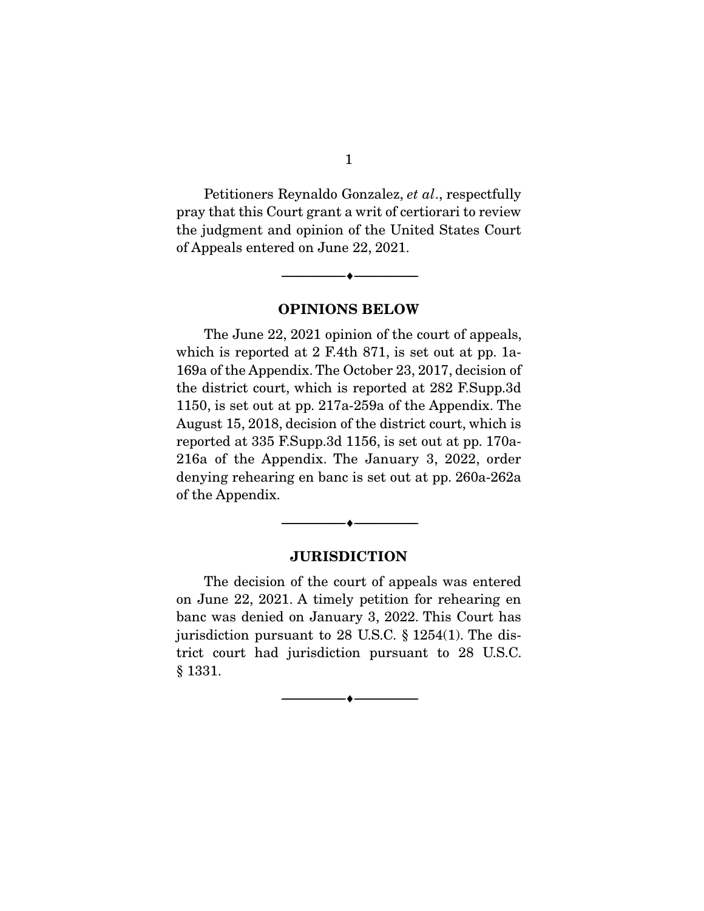Petitioners Reynaldo Gonzalez, *et al*., respectfully pray that this Court grant a writ of certiorari to review the judgment and opinion of the United States Court of Appeals entered on June 22, 2021.

---

## OPINIONS BELOW

The June 22, 2021 opinion of the court of appeals, which is reported at 2 F.4th 871, is set out at pp. 1a-169a of the Appendix. The October 23, 2017, decision of the district court, which is reported at 282 F.Supp.3d 1150, is set out at pp. 217a-259a of the Appendix. The August 15, 2018, decision of the district court, which is reported at 335 F.Supp.3d 1156, is set out at pp. 170a-216a of the Appendix. The January 3, 2022, order denying rehearing en banc is set out at pp. 260a-262a of the Appendix.

---

## JURISDICTION

The decision of the court of appeals was entered on June 22, 2021. A timely petition for rehearing en banc was denied on January 3, 2022. This Court has jurisdiction pursuant to 28 U.S.C. § 1254(1). The district court had jurisdiction pursuant to 28 U.S.C. § 1331.

---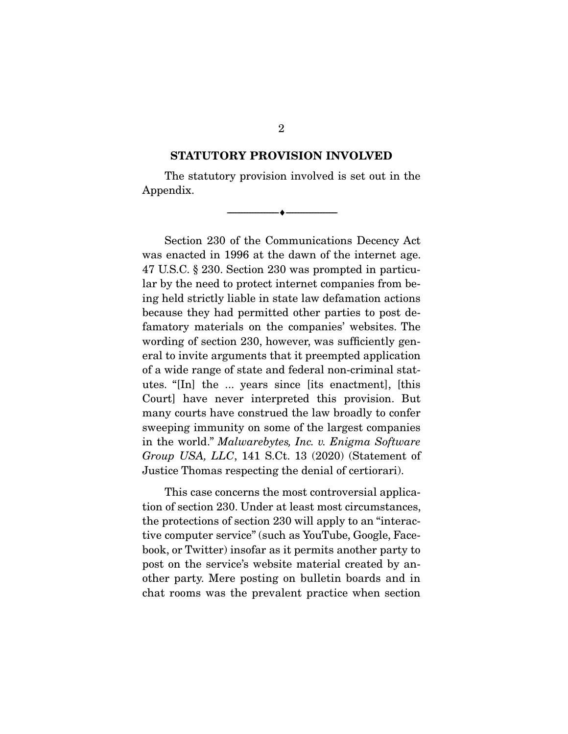## STATUTORY PROVISION INVOLVED

The statutory provision involved is set out in the Appendix.

---

Section 230 of the Communications Decency Act was enacted in 1996 at the dawn of the internet age. 47 U.S.C. § 230. Section 230 was prompted in particular by the need to protect internet companies from being held strictly liable in state law defamation actions because they had permitted other parties to post defamatory materials on the companies' websites. The wording of section 230, however, was sufficiently general to invite arguments that it preempted application of a wide range of state and federal non-criminal statutes. "[In] the ... years since [its enactment], [this Court] have never interpreted this provision. But many courts have construed the law broadly to confer sweeping immunity on some of the largest companies in the world." *Malwarebytes, Inc. v. Enigma Software Group USA, LLC*, 141 S.Ct. 13 (2020) (Statement of Justice Thomas respecting the denial of certiorari).

This case concerns the most controversial application of section 230. Under at least most circumstances, the protections of section 230 will apply to an "interactive computer service" (such as YouTube, Google, Facebook, or Twitter) insofar as it permits another party to post on the service's website material created by another party. Mere posting on bulletin boards and in chat rooms was the prevalent practice when section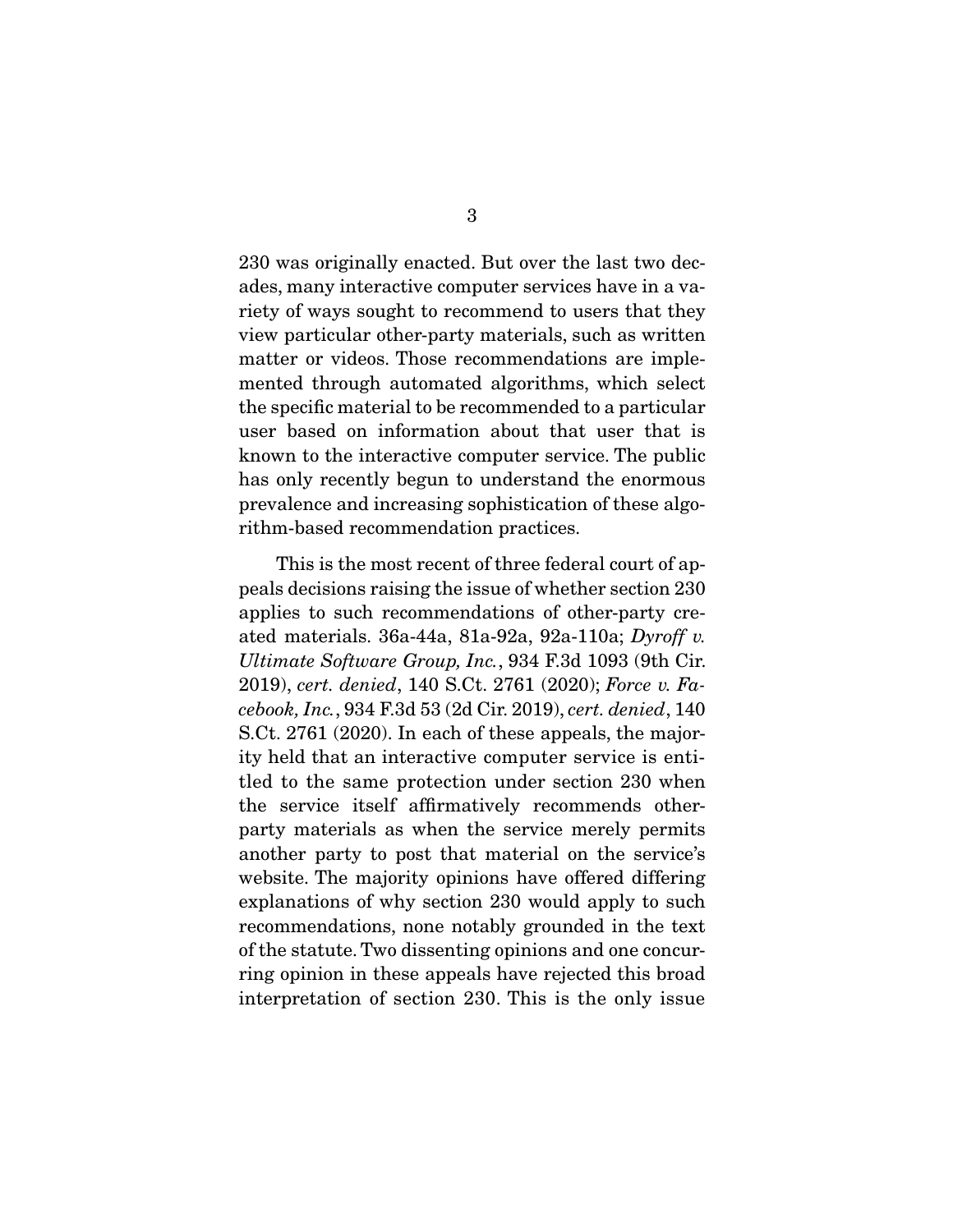230 was originally enacted. But over the last two decades, many interactive computer services have in a variety of ways sought to recommend to users that they view particular other-party materials, such as written matter or videos. Those recommendations are implemented through automated algorithms, which select the specific material to be recommended to a particular user based on information about that user that is known to the interactive computer service. The public has only recently begun to understand the enormous prevalence and increasing sophistication of these algorithm-based recommendation practices.

This is the most recent of three federal court of appeals decisions raising the issue of whether section 230 applies to such recommendations of other-party created materials. 36a-44a, 81a-92a, 92a-110a; *Dyroff v. Ultimate Software Group, Inc.*, 934 F.3d 1093 (9th Cir. 2019), *cert. denied*, 140 S.Ct. 2761 (2020); *Force v. Facebook, Inc.*, 934 F.3d 53 (2d Cir. 2019), *cert. denied*, 140 S.Ct. 2761 (2020). In each of these appeals, the majority held that an interactive computer service is entitled to the same protection under section 230 when the service itself affirmatively recommends other-party materials as when the service merely permits another party to post that material on the service's website. The majority opinions have offered differing explanations of why section 230 would apply to such recommendations, none notably grounded in the text of the statute. Two dissenting opinions and one concurring opinion in these appeals have rejected this broad interpretation of section 230. This is the only issue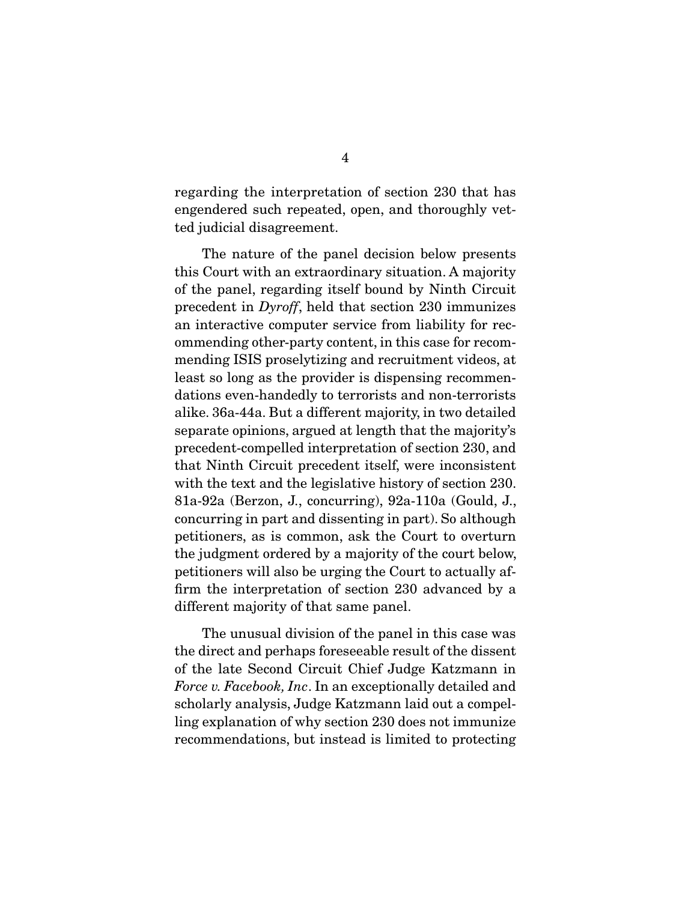regarding the interpretation of section 230 that has engendered such repeated, open, and thoroughly vetted judicial disagreement.

The nature of the panel decision below presents this Court with an extraordinary situation. A majority of the panel, regarding itself bound by Ninth Circuit precedent in *Dyroff*, held that section 230 immunizes an interactive computer service from liability for recommending other-party content, in this case for recommending ISIS proselytizing and recruitment videos, at least so long as the provider is dispensing recommendations even-handedly to terrorists and non-terrorists alike. 36a-44a. But a different majority, in two detailed separate opinions, argued at length that the majority's precedent-compelled interpretation of section 230, and that Ninth Circuit precedent itself, were inconsistent with the text and the legislative history of section 230. 81a-92a (Berzon, J., concurring), 92a-110a (Gould, J., concurring in part and dissenting in part). So although petitioners, as is common, ask the Court to overturn the judgment ordered by a majority of the court below, petitioners will also be urging the Court to actually affirm the interpretation of section 230 advanced by a different majority of that same panel.

The unusual division of the panel in this case was the direct and perhaps foreseeable result of the dissent of the late Second Circuit Chief Judge Katzmann in *Force v. Facebook, Inc*. In an exceptionally detailed and scholarly analysis, Judge Katzmann laid out a compelling explanation of why section 230 does not immunize recommendations, but instead is limited to protecting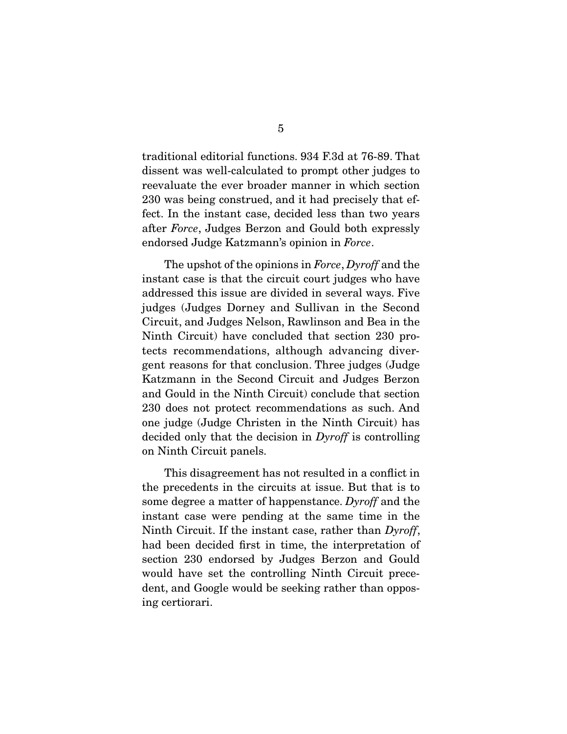traditional editorial functions. 934 F.3d at 76-89. That dissent was well-calculated to prompt other judges to reevaluate the ever broader manner in which section 230 was being construed, and it had precisely that effect. In the instant case, decided less than two years after *Force*, Judges Berzon and Gould both expressly endorsed Judge Katzmann's opinion in *Force*.

The upshot of the opinions in *Force*, *Dyroff* and the instant case is that the circuit court judges who have addressed this issue are divided in several ways. Five judges (Judges Dorney and Sullivan in the Second Circuit, and Judges Nelson, Rawlinson and Bea in the Ninth Circuit) have concluded that section 230 protects recommendations, although advancing divergent reasons for that conclusion. Three judges (Judge Katzmann in the Second Circuit and Judges Berzon and Gould in the Ninth Circuit) conclude that section 230 does not protect recommendations as such. And one judge (Judge Christen in the Ninth Circuit) has decided only that the decision in *Dyroff* is controlling on Ninth Circuit panels.

This disagreement has not resulted in a conflict in the precedents in the circuits at issue. But that is to some degree a matter of happenstance. *Dyroff* and the instant case were pending at the same time in the Ninth Circuit. If the instant case, rather than *Dyroff*, had been decided first in time, the interpretation of section 230 endorsed by Judges Berzon and Gould would have set the controlling Ninth Circuit precedent, and Google would be seeking rather than opposing certiorari.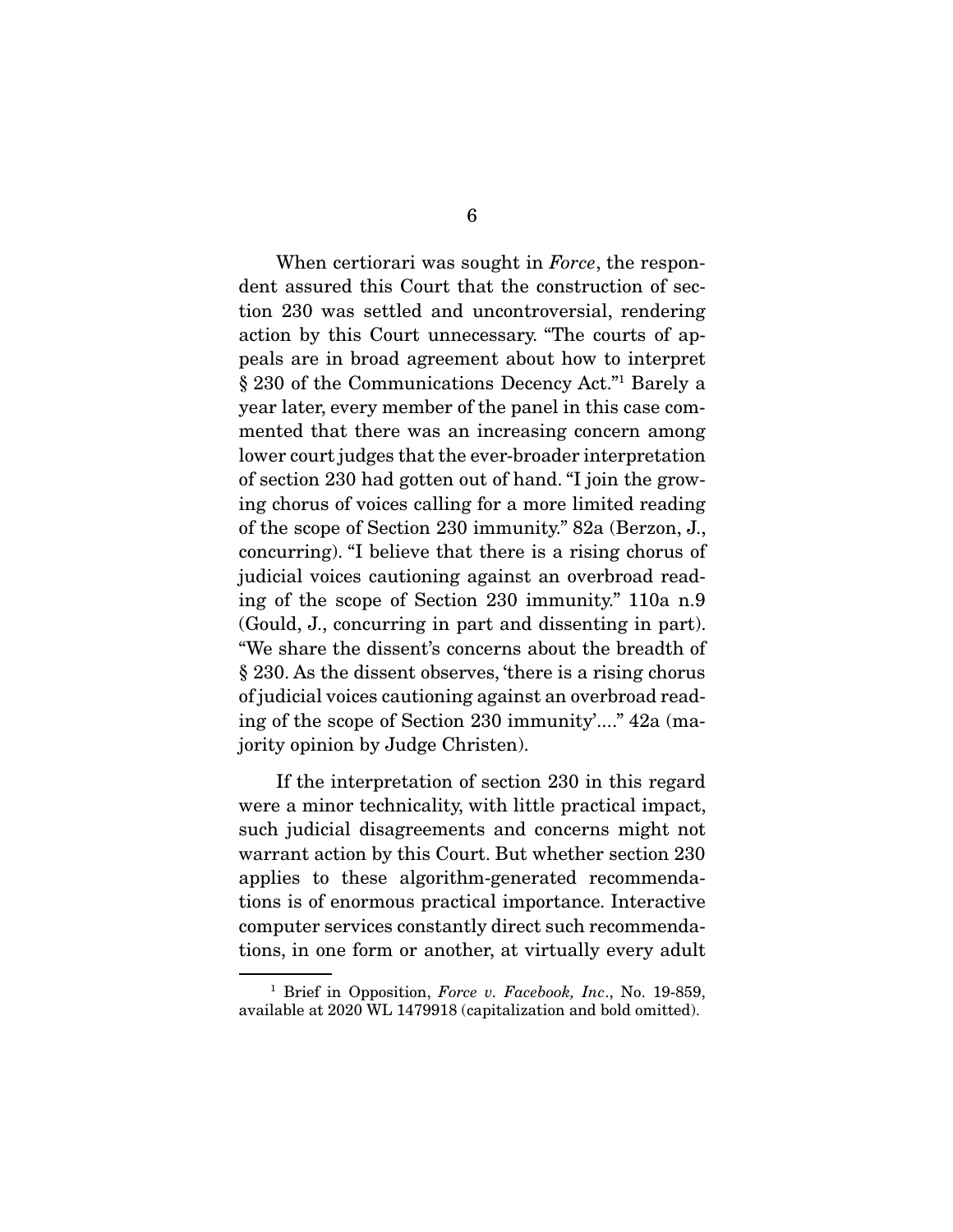When certiorari was sought in *Force*, the respondent assured this Court that the construction of section 230 was settled and uncontroversial, rendering action by this Court unnecessary. "The courts of appeals are in broad agreement about how to interpret § 230 of the Communications Decency Act."[1] Barely a year later, every member of the panel in this case commented that there was an increasing concern among lower court judges that the ever-broader interpretation of section 230 had gotten out of hand. "I join the growing chorus of voices calling for a more limited reading of the scope of Section 230 immunity." 82a (Berzon, J., concurring). "I believe that there is a rising chorus of judicial voices cautioning against an overbroad reading of the scope of Section 230 immunity." 110a n.9 (Gould, J., concurring in part and dissenting in part). "We share the dissent's concerns about the breadth of § 230. As the dissent observes, 'there is a rising chorus of judicial voices cautioning against an overbroad reading of the scope of Section 230 immunity'...." 42a (majority opinion by Judge Christen).

If the interpretation of section 230 in this regard were a minor technicality, with little practical impact, such judicial disagreements and concerns might not warrant action by this Court. But whether section 230 applies to these algorithm-generated recommendations is of enormous practical importance. Interactive computer services constantly direct such recommendations, in one form or another, at virtually every adult

[1] Brief in Opposition, *Force v. Facebook, Inc*., No. 19-859, available at 2020 WL 1479918 (capitalization and bold omitted).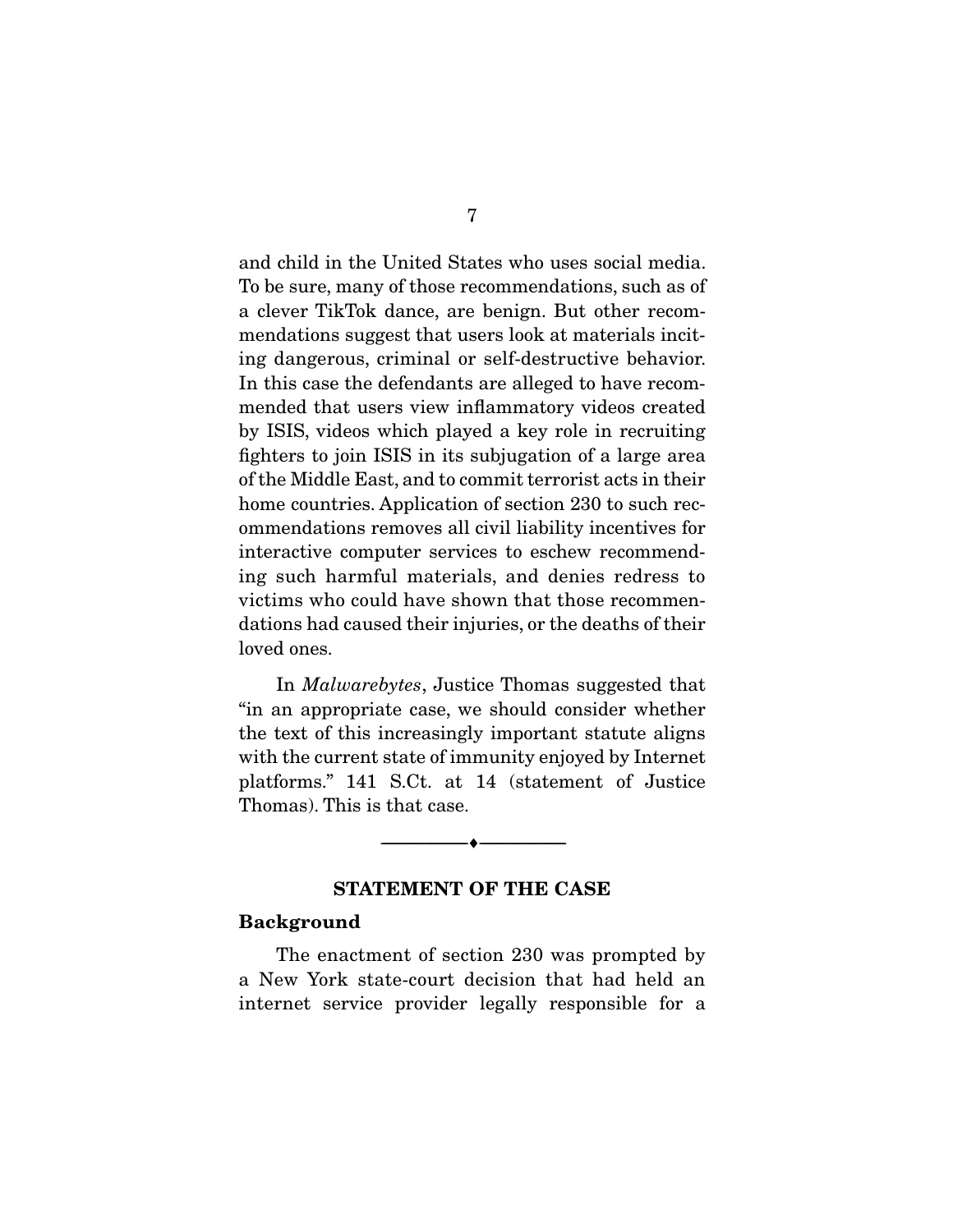and child in the United States who uses social media. To be sure, many of those recommendations, such as of a clever TikTok dance, are benign. But other recommendations suggest that users look at materials inciting dangerous, criminal or self-destructive behavior. In this case the defendants are alleged to have recommended that users view inflammatory videos created by ISIS, videos which played a key role in recruiting fighters to join ISIS in its subjugation of a large area of the Middle East, and to commit terrorist acts in their home countries. Application of section 230 to such recommendations removes all civil liability incentives for interactive computer services to eschew recommending such harmful materials, and denies redress to victims who could have shown that those recommendations had caused their injuries, or the deaths of their loved ones.

In *Malwarebytes*, Justice Thomas suggested that "in an appropriate case, we should consider whether the text of this increasingly important statute aligns with the current state of immunity enjoyed by Internet platforms." 141 S.Ct. at 14 (statement of Justice Thomas). This is that case.

---

## STATEMENT OF THE CASE

**Background**

The enactment of section 230 was prompted by a New York state-court decision that had held an internet service provider legally responsible for a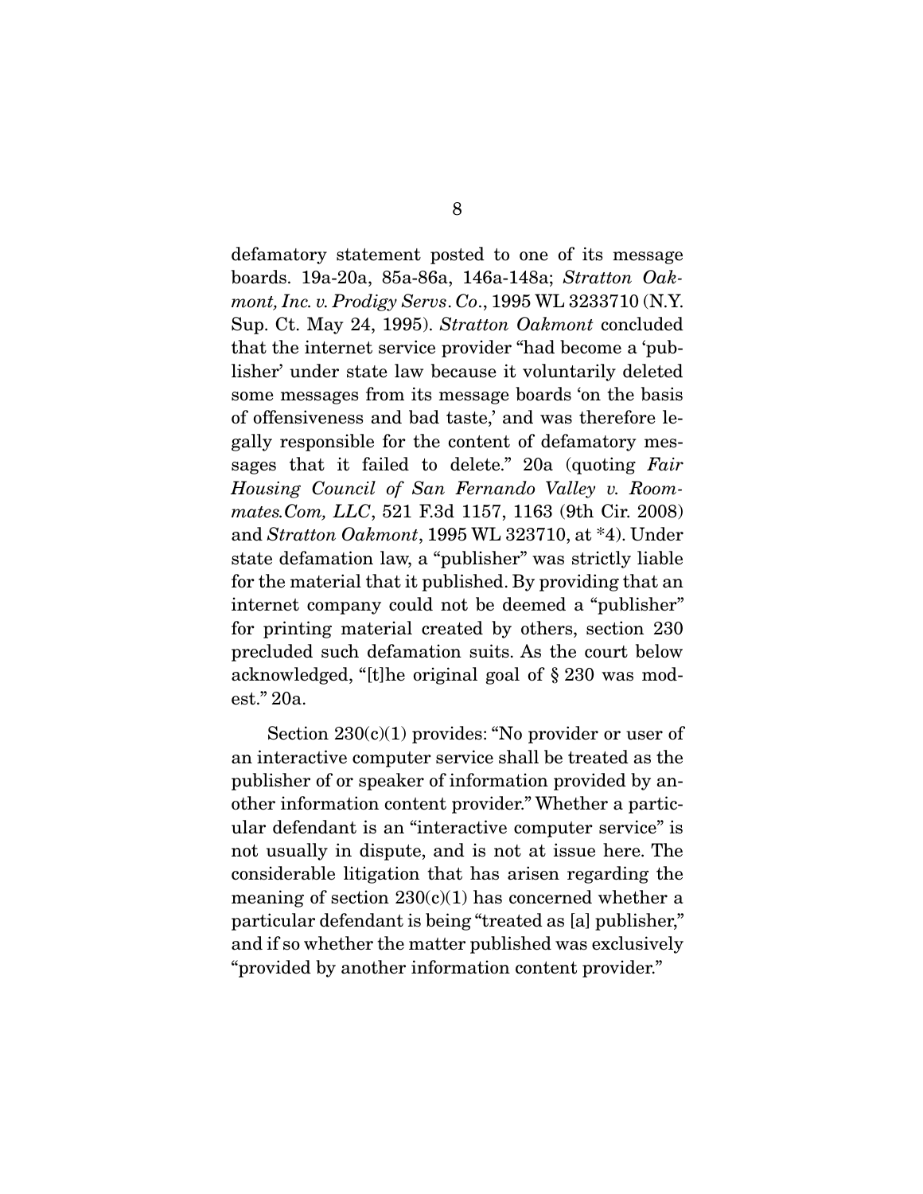defamatory statement posted to one of its message boards. 19a-20a, 85a-86a, 146a-148a; *Stratton Oakmont, Inc. v. Prodigy Servs. Co.*, 1995 WL 3233710 (N.Y. Sup. Ct. May 24, 1995). *Stratton Oakmont* concluded that the internet service provider "had become a 'publisher' under state law because it voluntarily deleted some messages from its message boards 'on the basis of offensiveness and bad taste,' and was therefore legally responsible for the content of defamatory messages that it failed to delete." 20a (quoting *Fair Housing Council of San Fernando Valley v. Roommates.Com, LLC*, 521 F.3d 1157, 1163 (9th Cir. 2008) and *Stratton Oakmont*, 1995 WL 323710, at *4). Under state defamation law, a "publisher" was strictly liable for the material that it published. By providing that an internet company could not be deemed a "publisher" for printing material created by others, section 230 precluded such defamation suits. As the court below acknowledged, "[t]he original goal of § 230 was modest." 20a.

Section 230(c)(1) provides: "No provider or user of an interactive computer service shall be treated as the publisher of or speaker of information provided by another information content provider." Whether a particular defendant is an "interactive computer service" is not usually in dispute, and is not at issue here. The considerable litigation that has arisen regarding the meaning of section 230(c)(1) has concerned whether a particular defendant is being "treated as [a] publisher," and if so whether the matter published was exclusively "provided by another information content provider."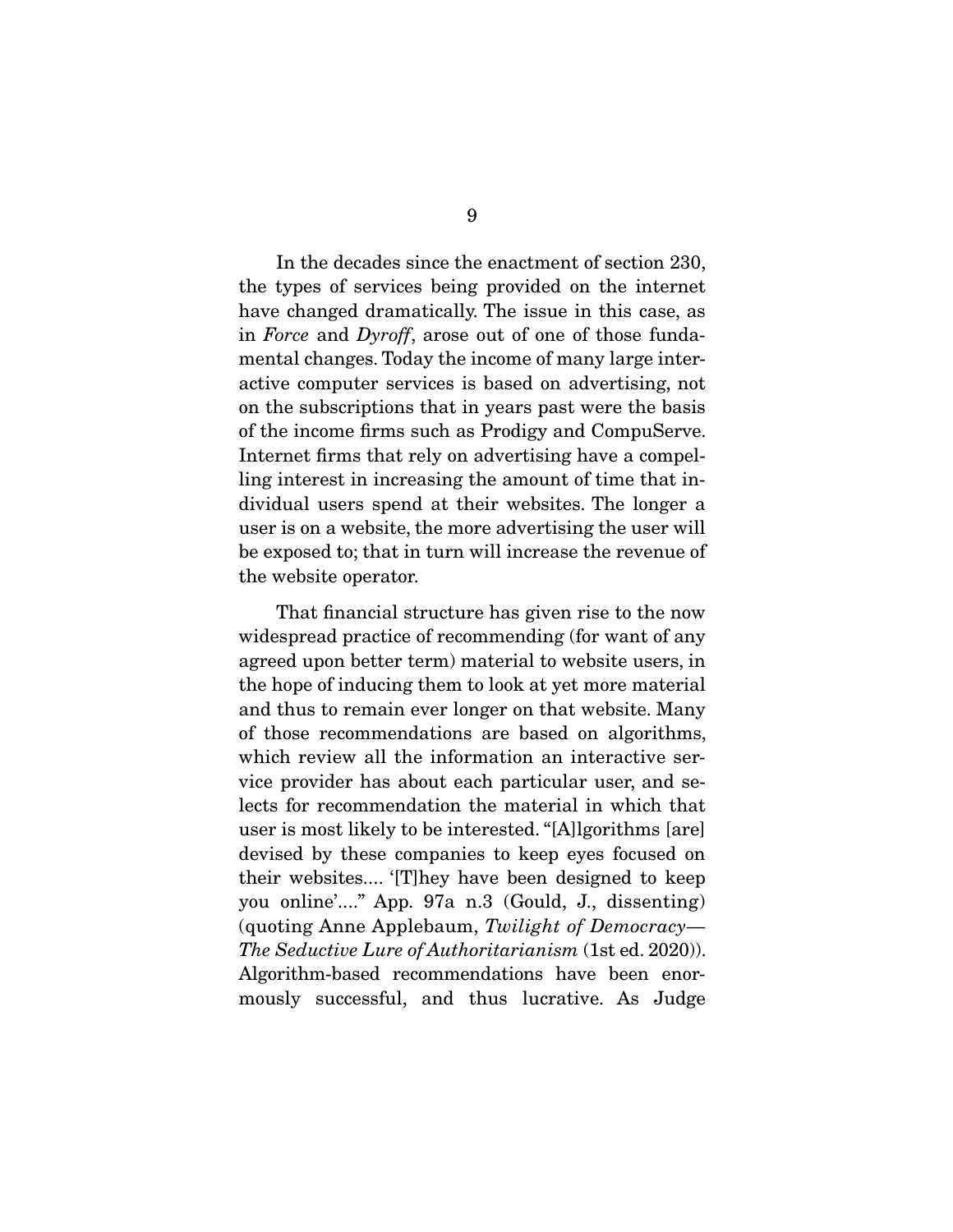In the decades since the enactment of section 230, the types of services being provided on the internet have changed dramatically. The issue in this case, as in *Force* and *Dyroff*, arose out of one of those fundamental changes. Today the income of many large interactive computer services is based on advertising, not on the subscriptions that in years past were the basis of the income firms such as Prodigy and CompuServe. Internet firms that rely on advertising have a compelling interest in increasing the amount of time that individual users spend at their websites. The longer a user is on a website, the more advertising the user will be exposed to; that in turn will increase the revenue of the website operator.

That financial structure has given rise to the now widespread practice of recommending (for want of any agreed upon better term) material to website users, in the hope of inducing them to look at yet more material and thus to remain ever longer on that website. Many of those recommendations are based on algorithms, which review all the information an interactive service provider has about each particular user, and selects for recommendation the material in which that user is most likely to be interested. "[A]lgorithms [are] devised by these companies to keep eyes focused on their websites.... '[T]hey have been designed to keep you online'...." App. 97a n.3 (Gould, J., dissenting) (quoting Anne Applebaum, *Twilight of Democracy—The Seductive Lure of Authoritarianism* (1st ed. 2020)). Algorithm-based recommendations have been enormously successful, and thus lucrative. As Judge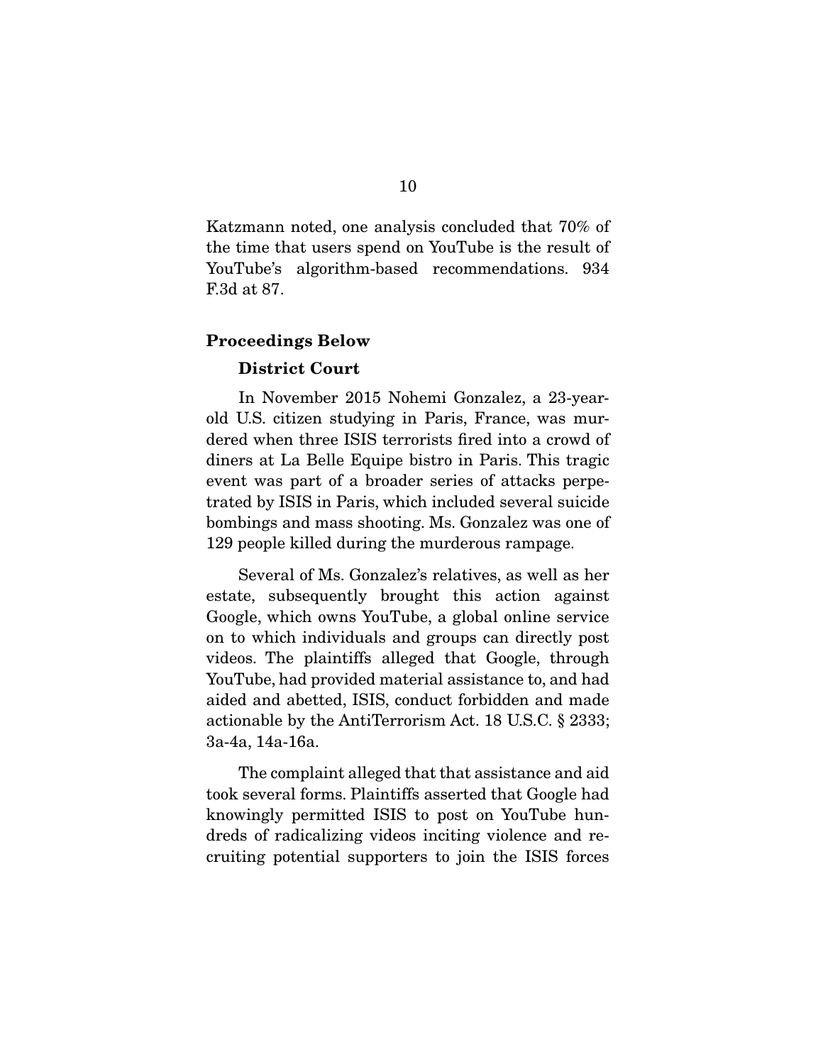Katzmann noted, one analysis concluded that 70% of the time that users spend on YouTube is the result of YouTube's algorithm-based recommendations. 934 F.3d at 87.

**Proceedings Below**

**District Court**

In November 2015 Nohemi Gonzalez, a 23-year-old U.S. citizen studying in Paris, France, was murdered when three ISIS terrorists fired into a crowd of diners at La Belle Equipe bistro in Paris. This tragic event was part of a broader series of attacks perpetrated by ISIS in Paris, which included several suicide bombings and mass shooting. Ms. Gonzalez was one of 129 people killed during the murderous rampage.

Several of Ms. Gonzalez's relatives, as well as her estate, subsequently brought this action against Google, which owns YouTube, a global online service on to which individuals and groups can directly post videos. The plaintiffs alleged that Google, through YouTube, had provided material assistance to, and had aided and abetted, ISIS, conduct forbidden and made actionable by the AntiTerrorism Act. 18 U.S.C. § 2333; 3a-4a, 14a-16a.

The complaint alleged that that assistance and aid took several forms. Plaintiffs asserted that Google had knowingly permitted ISIS to post on YouTube hundreds of radicalizing videos inciting violence and recruiting potential supporters to join the ISIS forces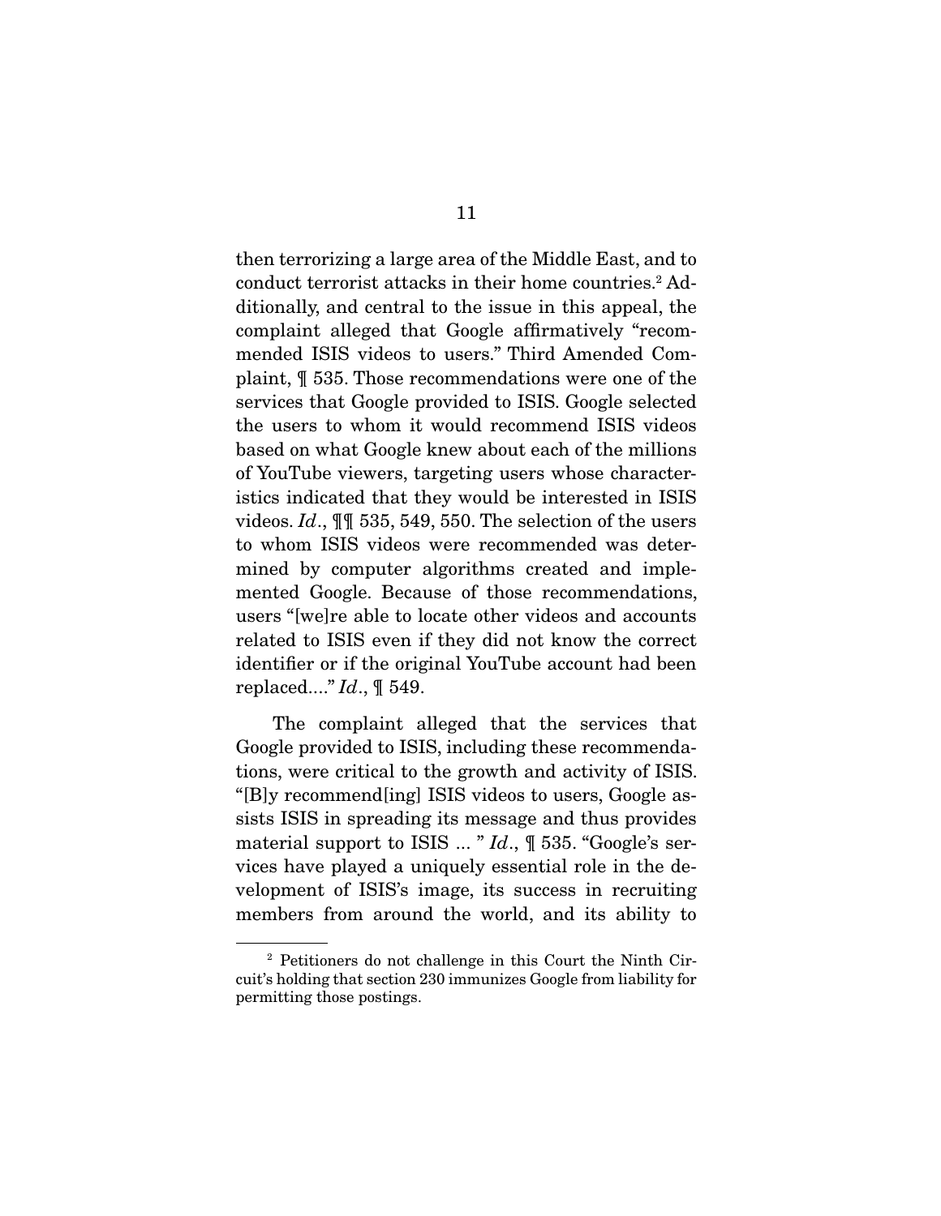then terrorizing a large area of the Middle East, and to conduct terrorist attacks in their home countries.[2] Additionally, and central to the issue in this appeal, the complaint alleged that Google affirmatively "recommended ISIS videos to users." Third Amended Complaint, ¶ 535. Those recommendations were one of the services that Google provided to ISIS. Google selected the users to whom it would recommend ISIS videos based on what Google knew about each of the millions of YouTube viewers, targeting users whose characteristics indicated that they would be interested in ISIS videos. *Id*., ¶¶ 535, 549, 550. The selection of the users to whom ISIS videos were recommended was determined by computer algorithms created and implemented Google. Because of those recommendations, users "[we]re able to locate other videos and accounts related to ISIS even if they did not know the correct identifier or if the original YouTube account had been replaced...." *Id*., ¶ 549.

The complaint alleged that the services that Google provided to ISIS, including these recommendations, were critical to the growth and activity of ISIS. "[B]y recommend[ing] ISIS videos to users, Google assists ISIS in spreading its message and thus provides material support to ISIS ... " *Id*., ¶ 535. "Google's services have played a uniquely essential role in the development of ISIS's image, its success in recruiting members from around the world, and its ability to

---

[2] Petitioners do not challenge in this Court the Ninth Circuit's holding that section 230 immunizes Google from liability for permitting those postings.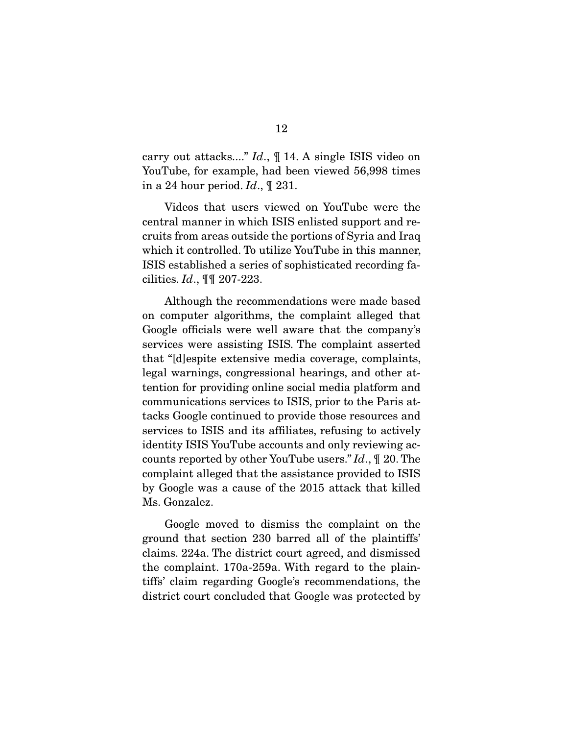carry out attacks...." *Id*., ¶ 14. A single ISIS video on YouTube, for example, had been viewed 56,998 times in a 24 hour period. *Id*., ¶ 231.

Videos that users viewed on YouTube were the central manner in which ISIS enlisted support and recruits from areas outside the portions of Syria and Iraq which it controlled. To utilize YouTube in this manner, ISIS established a series of sophisticated recording facilities. *Id*., ¶¶ 207-223.

Although the recommendations were made based on computer algorithms, the complaint alleged that Google officials were well aware that the company's services were assisting ISIS. The complaint asserted that "[d]espite extensive media coverage, complaints, legal warnings, congressional hearings, and other attention for providing online social media platform and communications services to ISIS, prior to the Paris attacks Google continued to provide those resources and services to ISIS and its affiliates, refusing to actively identity ISIS YouTube accounts and only reviewing accounts reported by other YouTube users." *Id*., ¶ 20. The complaint alleged that the assistance provided to ISIS by Google was a cause of the 2015 attack that killed Ms. Gonzalez.

Google moved to dismiss the complaint on the ground that section 230 barred all of the plaintiffs' claims. 224a. The district court agreed, and dismissed the complaint. 170a-259a. With regard to the plaintiffs' claim regarding Google's recommendations, the district court concluded that Google was protected by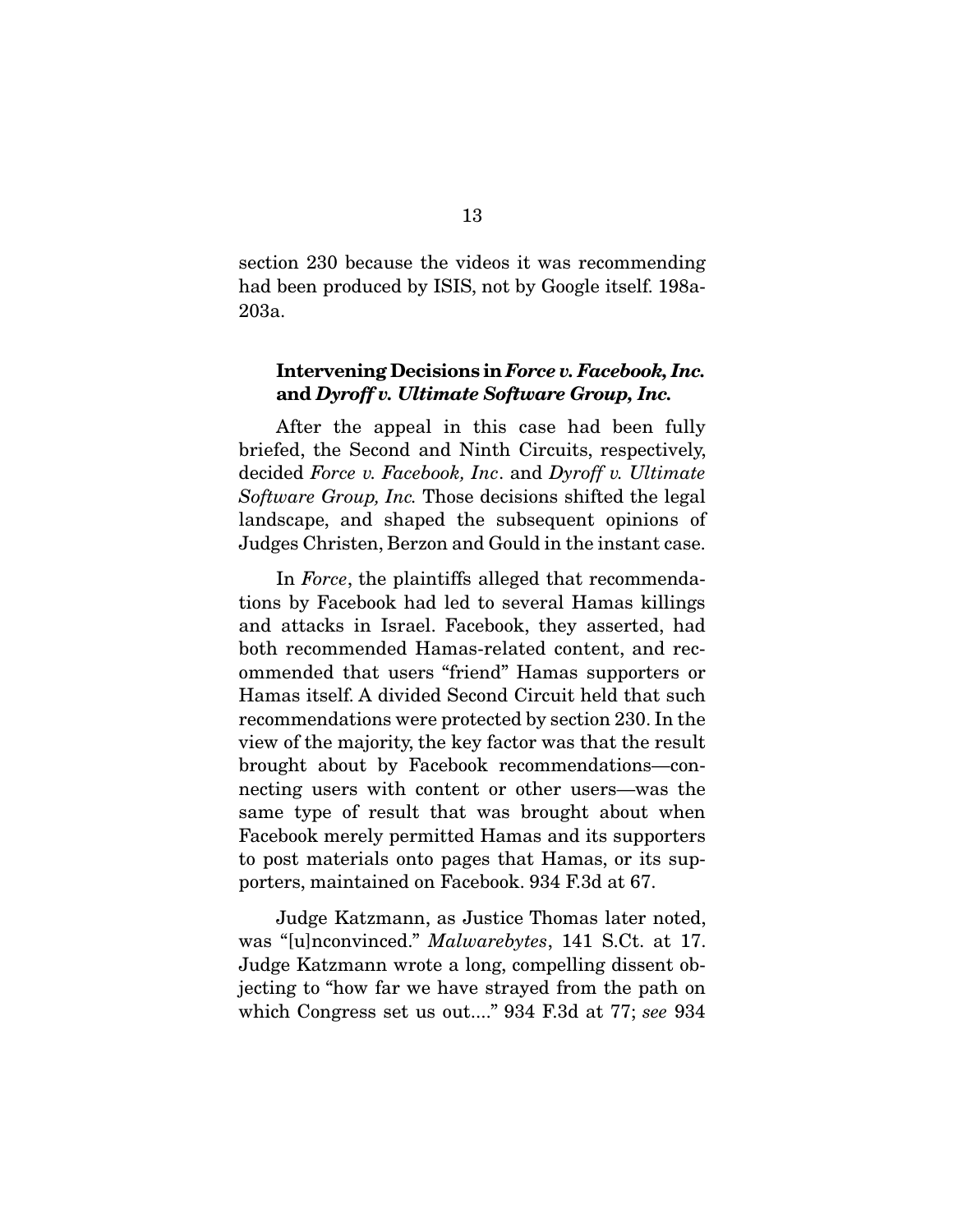section 230 because the videos it was recommending had been produced by ISIS, not by Google itself. 198a-203a.

**Intervening Decisions in *Force v. Facebook, Inc.* and *Dyroff v. Ultimate Software Group, Inc.***

After the appeal in this case had been fully briefed, the Second and Ninth Circuits, respectively, decided *Force v. Facebook, Inc*. and *Dyroff v. Ultimate Software Group, Inc.* Those decisions shifted the legal landscape, and shaped the subsequent opinions of Judges Christen, Berzon and Gould in the instant case.

In *Force*, the plaintiffs alleged that recommendations by Facebook had led to several Hamas killings and attacks in Israel. Facebook, they asserted, had both recommended Hamas-related content, and recommended that users "friend" Hamas supporters or Hamas itself. A divided Second Circuit held that such recommendations were protected by section 230. In the view of the majority, the key factor was that the result brought about by Facebook recommendations—connecting users with content or other users—was the same type of result that was brought about when Facebook merely permitted Hamas and its supporters to post materials onto pages that Hamas, or its supporters, maintained on Facebook. 934 F.3d at 67.

Judge Katzmann, as Justice Thomas later noted, was "[u]nconvinced." *Malwarebytes*, 141 S.Ct. at 17. Judge Katzmann wrote a long, compelling dissent objecting to "how far we have strayed from the path on which Congress set us out...." 934 F.3d at 77; *see* 934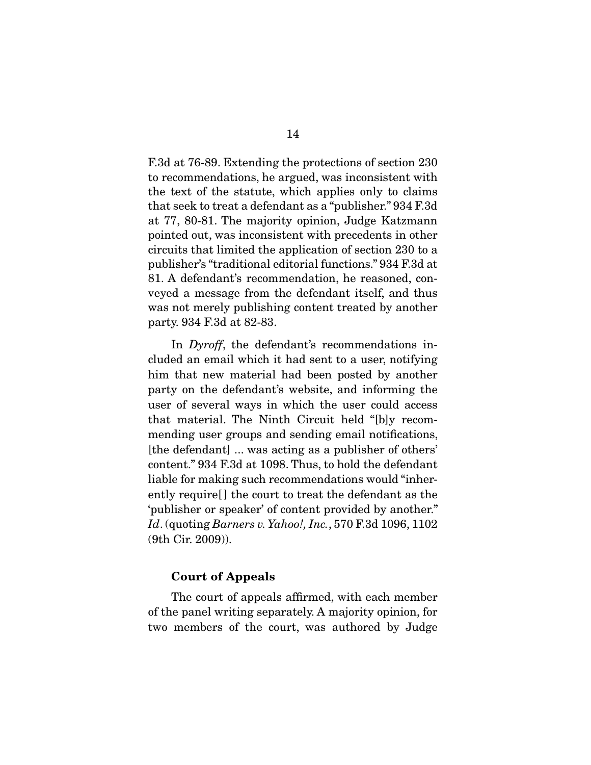F.3d at 76-89. Extending the protections of section 230 to recommendations, he argued, was inconsistent with the text of the statute, which applies only to claims that seek to treat a defendant as a "publisher." 934 F.3d at 77, 80-81. The majority opinion, Judge Katzmann pointed out, was inconsistent with precedents in other circuits that limited the application of section 230 to a publisher's "traditional editorial functions." 934 F.3d at 81. A defendant's recommendation, he reasoned, conveyed a message from the defendant itself, and thus was not merely publishing content treated by another party. 934 F.3d at 82-83.

In *Dyroff*, the defendant's recommendations included an email which it had sent to a user, notifying him that new material had been posted by another party on the defendant's website, and informing the user of several ways in which the user could access that material. The Ninth Circuit held "[b]y recommending user groups and sending email notifications, [the defendant] ... was acting as a publisher of others' content." 934 F.3d at 1098. Thus, to hold the defendant liable for making such recommendations would "inherently require[] the court to treat the defendant as the 'publisher or speaker' of content provided by another." *Id*. (quoting *Barners v. Yahoo!, Inc.*, 570 F.3d 1096, 1102 (9th Cir. 2009)).

### Court of Appeals

The court of appeals affirmed, with each member of the panel writing separately. A majority opinion, for two members of the court, was authored by Judge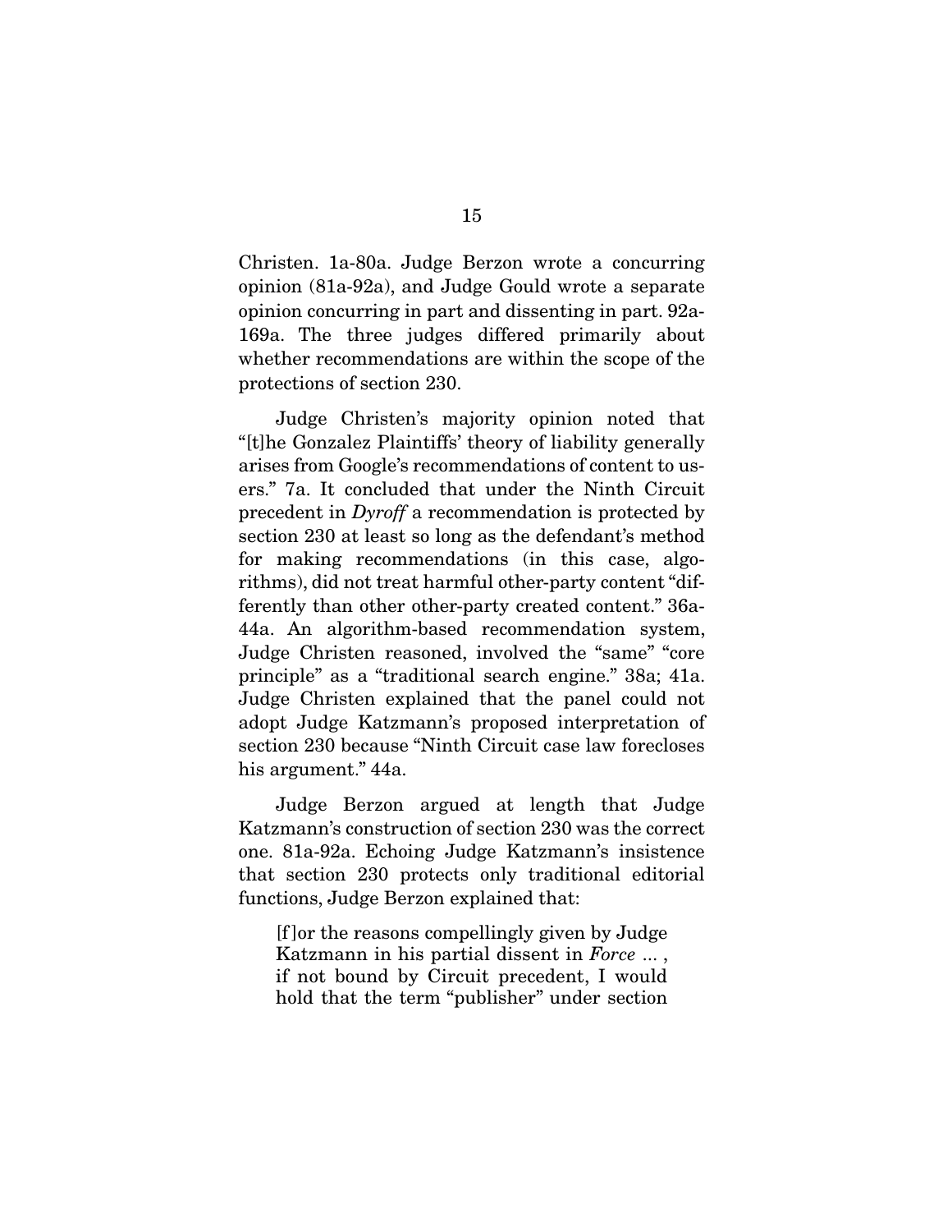Christen. 1a-80a. Judge Berzon wrote a concurring opinion (81a-92a), and Judge Gould wrote a separate opinion concurring in part and dissenting in part. 92a-169a. The three judges differed primarily about whether recommendations are within the scope of the protections of section 230.

Judge Christen's majority opinion noted that "[t]he Gonzalez Plaintiffs' theory of liability generally arises from Google's recommendations of content to users." 7a. It concluded that under the Ninth Circuit precedent in *Dyroff* a recommendation is protected by section 230 at least so long as the defendant's method for making recommendations (in this case, algorithms), did not treat harmful other-party content "differently than other other-party created content." 36a-44a. An algorithm-based recommendation system, Judge Christen reasoned, involved the "same" "core principle" as a "traditional search engine." 38a; 41a. Judge Christen explained that the panel could not adopt Judge Katzmann's proposed interpretation of section 230 because "Ninth Circuit case law forecloses his argument." 44a.

Judge Berzon argued at length that Judge Katzmann's construction of section 230 was the correct one. 81a-92a. Echoing Judge Katzmann's insistence that section 230 protects only traditional editorial functions, Judge Berzon explained that:

> [f]or the reasons compellingly given by Judge Katzmann in his partial dissent in *Force* ... , if not bound by Circuit precedent, I would hold that the term "publisher" under section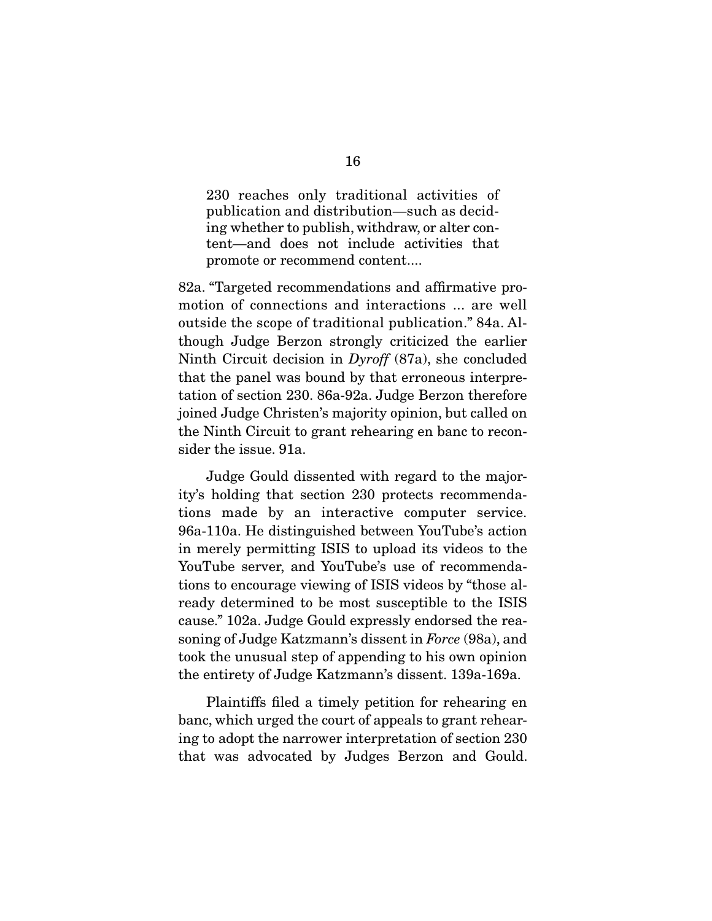> 230 reaches only traditional activities of publication and distribution—such as deciding whether to publish, withdraw, or alter content—and does not include activities that promote or recommend content....

82a. "Targeted recommendations and affirmative promotion of connections and interactions ... are well outside the scope of traditional publication." 84a. Although Judge Berzon strongly criticized the earlier Ninth Circuit decision in *Dyroff* (87a), she concluded that the panel was bound by that erroneous interpretation of section 230. 86a-92a. Judge Berzon therefore joined Judge Christen's majority opinion, but called on the Ninth Circuit to grant rehearing en banc to reconsider the issue. 91a.

Judge Gould dissented with regard to the majority's holding that section 230 protects recommendations made by an interactive computer service. 96a-110a. He distinguished between YouTube's action in merely permitting ISIS to upload its videos to the YouTube server, and YouTube's use of recommendations to encourage viewing of ISIS videos by "those already determined to be most susceptible to the ISIS cause." 102a. Judge Gould expressly endorsed the reasoning of Judge Katzmann's dissent in *Force* (98a), and took the unusual step of appending to his own opinion the entirety of Judge Katzmann's dissent. 139a-169a.

Plaintiffs filed a timely petition for rehearing en banc, which urged the court of appeals to grant rehearing to adopt the narrower interpretation of section 230 that was advocated by Judges Berzon and Gould.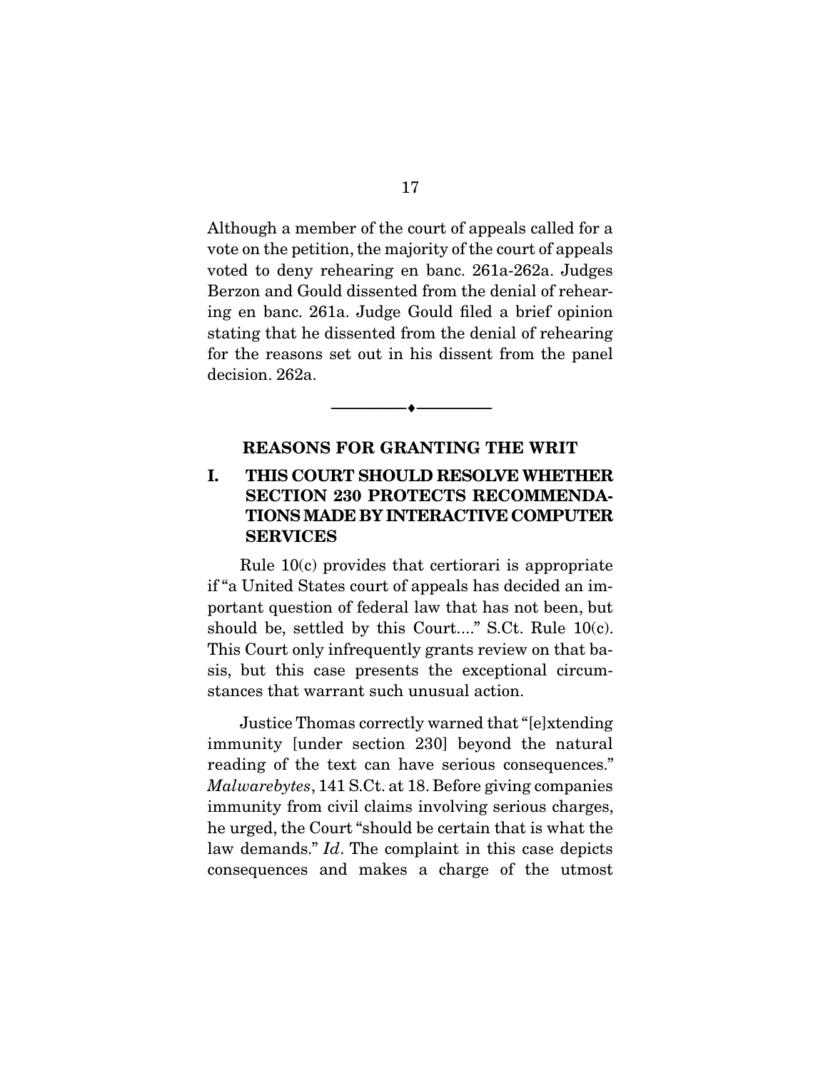Although a member of the court of appeals called for a vote on the petition, the majority of the court of appeals voted to deny rehearing en banc. 261a-262a. Judges Berzon and Gould dissented from the denial of rehearing en banc. 261a. Judge Gould filed a brief opinion stating that he dissented from the denial of rehearing for the reasons set out in his dissent from the panel decision. 262a.

---

## REASONS FOR GRANTING THE WRIT

### I. THIS COURT SHOULD RESOLVE WHETHER SECTION 230 PROTECTS RECOMMENDATIONS MADE BY INTERACTIVE COMPUTER SERVICES

Rule 10(c) provides that certiorari is appropriate if "a United States court of appeals has decided an important question of federal law that has not been, but should be, settled by this Court...." S.Ct. Rule 10(c). This Court only infrequently grants review on that basis, but this case presents the exceptional circumstances that warrant such unusual action.

Justice Thomas correctly warned that "[e]xtending immunity [under section 230] beyond the natural reading of the text can have serious consequences." *Malwarebytes*, 141 S.Ct. at 18. Before giving companies immunity from civil claims involving serious charges, he urged, the Court "should be certain that is what the law demands." *Id*. The complaint in this case depicts consequences and makes a charge of the utmost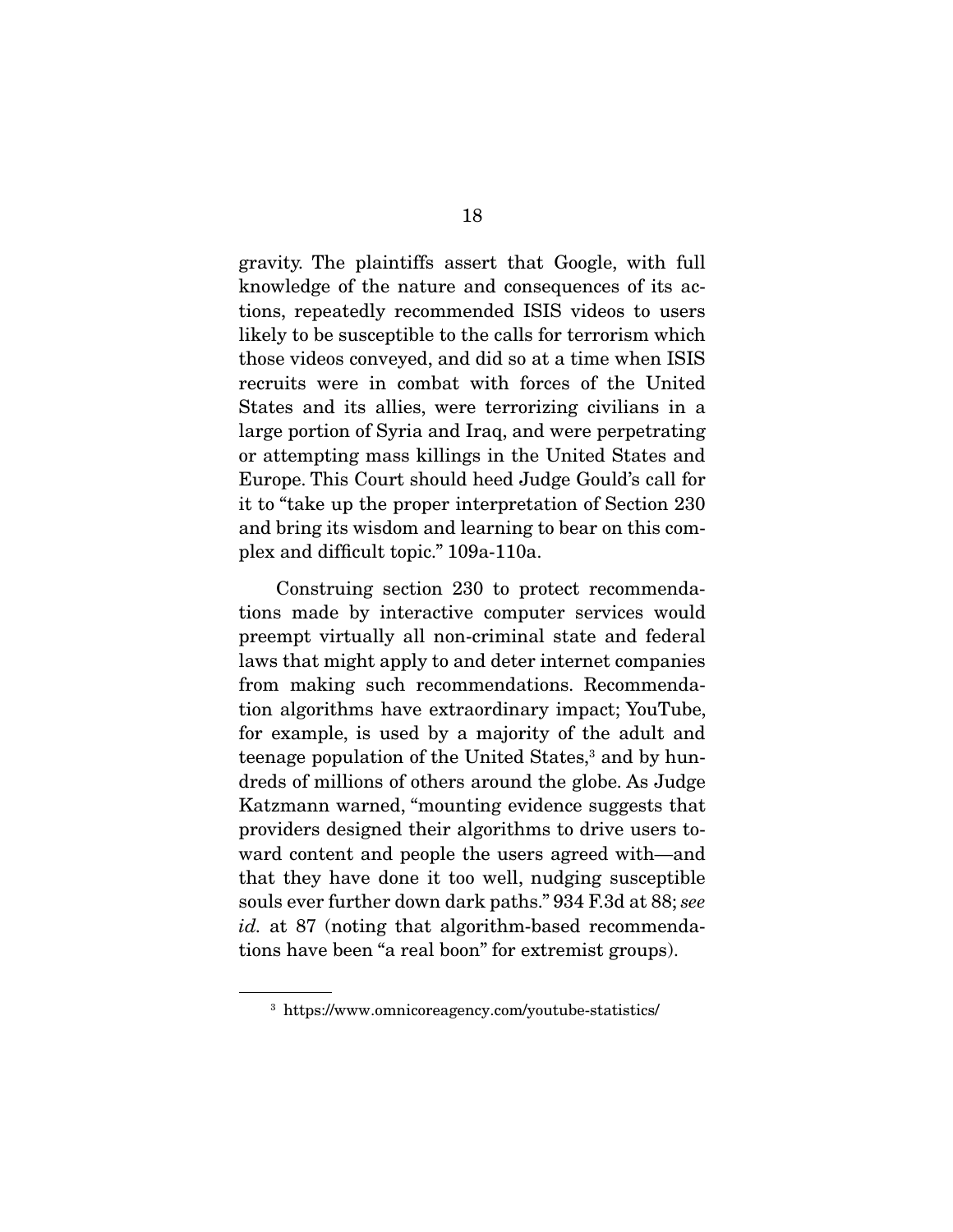gravity. The plaintiffs assert that Google, with full knowledge of the nature and consequences of its actions, repeatedly recommended ISIS videos to users likely to be susceptible to the calls for terrorism which those videos conveyed, and did so at a time when ISIS recruits were in combat with forces of the United States and its allies, were terrorizing civilians in a large portion of Syria and Iraq, and were perpetrating or attempting mass killings in the United States and Europe. This Court should heed Judge Gould's call for it to "take up the proper interpretation of Section 230 and bring its wisdom and learning to bear on this complex and difficult topic." 109a-110a.

Construing section 230 to protect recommendations made by interactive computer services would preempt virtually all non-criminal state and federal laws that might apply to and deter internet companies from making such recommendations. Recommendation algorithms have extraordinary impact; YouTube, for example, is used by a majority of the adult and teenage population of the United States,[3] and by hundreds of millions of others around the globe. As Judge Katzmann warned, "mounting evidence suggests that providers designed their algorithms to drive users toward content and people the users agreed with—and that they have done it too well, nudging susceptible souls ever further down dark paths." 934 F.3d at 88; *see id.* at 87 (noting that algorithm-based recommendations have been "a real boon" for extremist groups).

[3] https://www.omnicoreagency.com/youtube-statistics/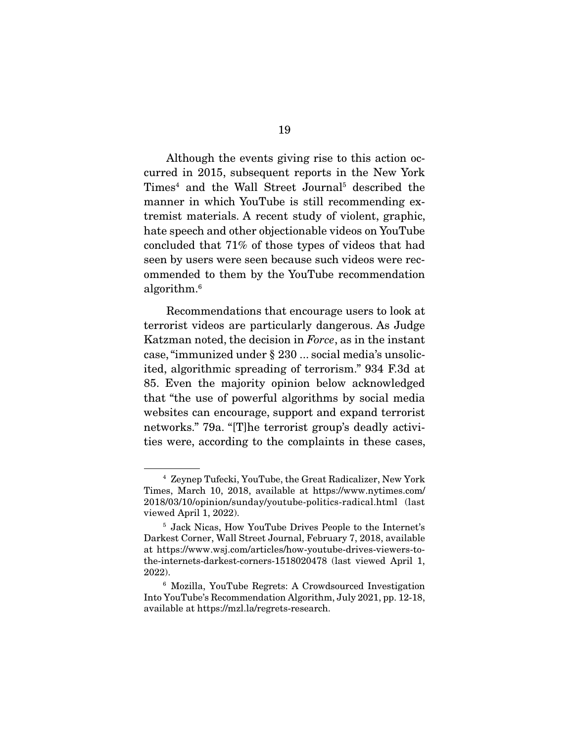Although the events giving rise to this action occurred in 2015, subsequent reports in the New York Times[4] and the Wall Street Journal[5] described the manner in which YouTube is still recommending extremist materials. A recent study of violent, graphic, hate speech and other objectionable videos on YouTube concluded that 71% of those types of videos that had seen by users were seen because such videos were recommended to them by the YouTube recommendation algorithm.[6]

Recommendations that encourage users to look at terrorist videos are particularly dangerous. As Judge Katzman noted, the decision in *Force*, as in the instant case, "immunized under § 230 ... social media's unsolicited, algorithmic spreading of terrorism." 934 F.3d at 85. Even the majority opinion below acknowledged that "the use of powerful algorithms by social media websites can encourage, support and expand terrorist networks." 79a. "[T]he terrorist group's deadly activities were, according to the complaints in these cases,

---

[4] Zeynep Tufecki, YouTube, the Great Radicalizer, New York Times, March 10, 2018, available at https://www.nytimes.com/2018/03/10/opinion/sunday/youtube-politics-radical.html (last viewed April 1, 2022).

[5] Jack Nicas, How YouTube Drives People to the Internet's Darkest Corner, Wall Street Journal, February 7, 2018, available at https://www.wsj.com/articles/how-youtube-drives-viewers-to-the-internets-darkest-corners-1518020478 (last viewed April 1, 2022).

[6] Mozilla, YouTube Regrets: A Crowdsourced Investigation Into YouTube's Recommendation Algorithm, July 2021, pp. 12-18, available at https://mzl.la/regrets-research.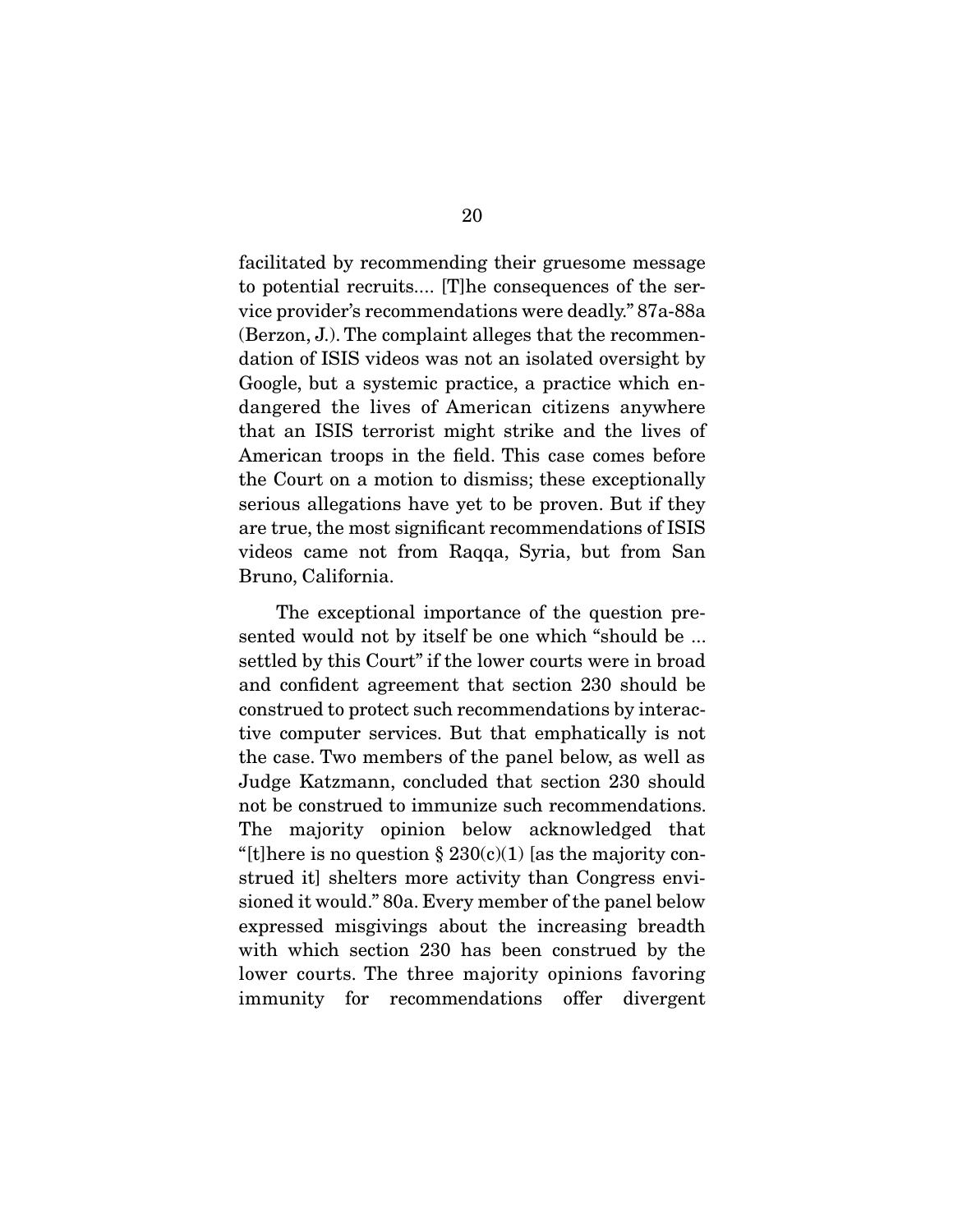facilitated by recommending their gruesome message to potential recruits.... [T]he consequences of the service provider's recommendations were deadly." 87a-88a (Berzon, J.). The complaint alleges that the recommendation of ISIS videos was not an isolated oversight by Google, but a systemic practice, a practice which endangered the lives of American citizens anywhere that an ISIS terrorist might strike and the lives of American troops in the field. This case comes before the Court on a motion to dismiss; these exceptionally serious allegations have yet to be proven. But if they are true, the most significant recommendations of ISIS videos came not from Raqqa, Syria, but from San Bruno, California.

The exceptional importance of the question presented would not by itself be one which "should be ... settled by this Court" if the lower courts were in broad and confident agreement that section 230 should be construed to protect such recommendations by interactive computer services. But that emphatically is not the case. Two members of the panel below, as well as Judge Katzmann, concluded that section 230 should not be construed to immunize such recommendations. The majority opinion below acknowledged that "[t]here is no question § 230(c)(1) [as the majority construed it] shelters more activity than Congress envisioned it would." 80a. Every member of the panel below expressed misgivings about the increasing breadth with which section 230 has been construed by the lower courts. The three majority opinions favoring immunity for recommendations offer divergent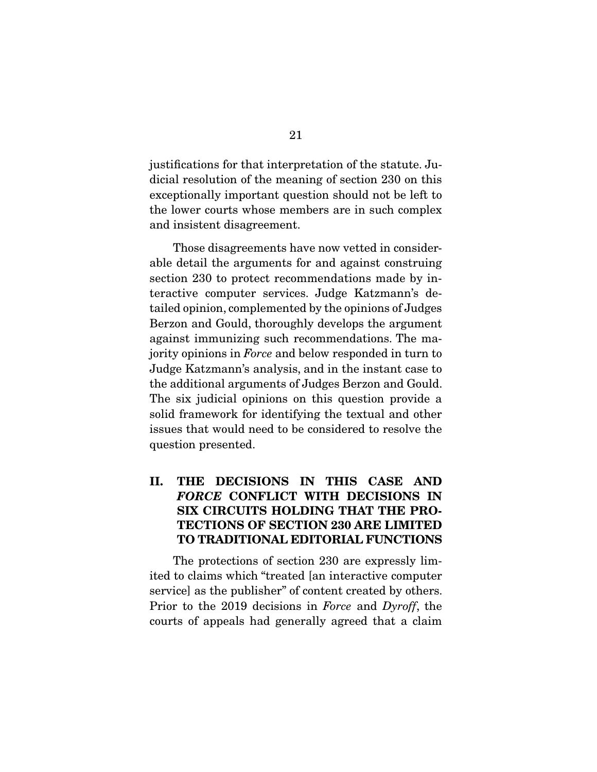justifications for that interpretation of the statute. Judicial resolution of the meaning of section 230 on this exceptionally important question should not be left to the lower courts whose members are in such complex and insistent disagreement.

Those disagreements have now vetted in considerable detail the arguments for and against construing section 230 to protect recommendations made by interactive computer services. Judge Katzmann's detailed opinion, complemented by the opinions of Judges Berzon and Gould, thoroughly develops the argument against immunizing such recommendations. The majority opinions in *Force* and below responded in turn to Judge Katzmann's analysis, and in the instant case to the additional arguments of Judges Berzon and Gould. The six judicial opinions on this question provide a solid framework for identifying the textual and other issues that would need to be considered to resolve the question presented.

## II. THE DECISIONS IN THIS CASE AND *FORCE* CONFLICT WITH DECISIONS IN SIX CIRCUITS HOLDING THAT THE PROTECTIONS OF SECTION 230 ARE LIMITED TO TRADITIONAL EDITORIAL FUNCTIONS

The protections of section 230 are expressly limited to claims which "treated [an interactive computer service] as the publisher" of content created by others. Prior to the 2019 decisions in *Force* and *Dyroff*, the courts of appeals had generally agreed that a claim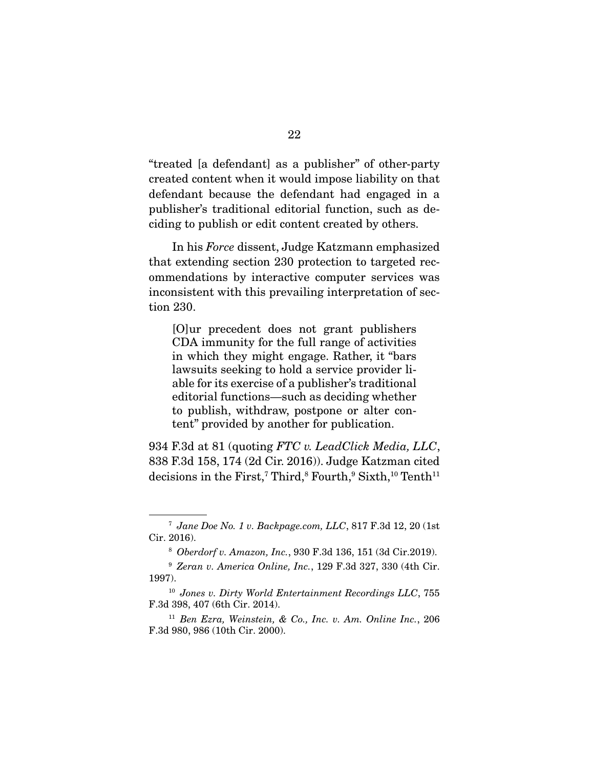"treated [a defendant] as a publisher" of other-party created content when it would impose liability on that defendant because the defendant had engaged in a publisher's traditional editorial function, such as deciding to publish or edit content created by others.

In his *Force* dissent, Judge Katzmann emphasized that extending section 230 protection to targeted recommendations by interactive computer services was inconsistent with this prevailing interpretation of section 230.

> [O]ur precedent does not grant publishers CDA immunity for the full range of activities in which they might engage. Rather, it "bars lawsuits seeking to hold a service provider liable for its exercise of a publisher's traditional editorial functions—such as deciding whether to publish, withdraw, postpone or alter content" provided by another for publication.

934 F.3d at 81 (quoting *FTC v. LeadClick Media, LLC*, 838 F.3d 158, 174 (2d Cir. 2016)). Judge Katzman cited decisions in the First,[7] Third,[8] Fourth,[9] Sixth,[10] Tenth[11]

---

[7] *Jane Doe No. 1 v. Backpage.com, LLC*, 817 F.3d 12, 20 (1st Cir. 2016).

[8] *Oberdorf v. Amazon, Inc.*, 930 F.3d 136, 151 (3d Cir.2019).

[9] *Zeran v. America Online, Inc.*, 129 F.3d 327, 330 (4th Cir. 1997).

[10] *Jones v. Dirty World Entertainment Recordings LLC*, 755 F.3d 398, 407 (6th Cir. 2014).

[11] *Ben Ezra, Weinstein, & Co., Inc. v. Am. Online Inc.*, 206 F.3d 980, 986 (10th Cir. 2000).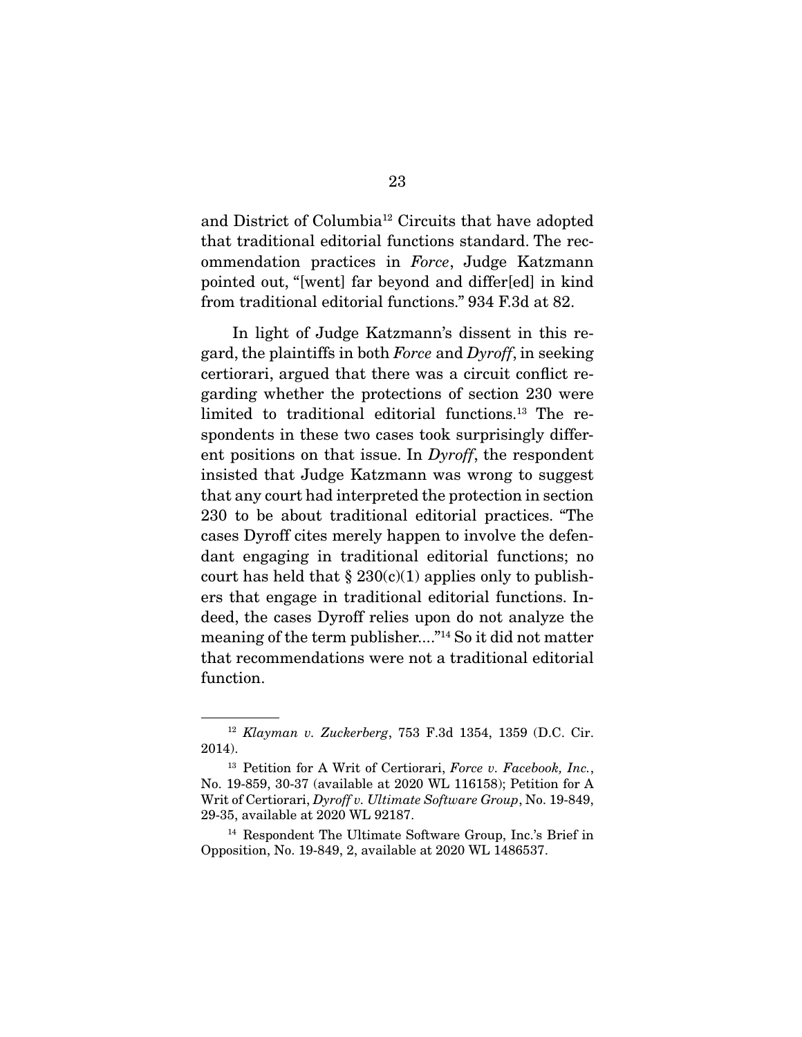and District of Columbia[12] Circuits that have adopted that traditional editorial functions standard. The recommendation practices in *Force*, Judge Katzmann pointed out, "[went] far beyond and differ[ed] in kind from traditional editorial functions." 934 F.3d at 82.

In light of Judge Katzmann's dissent in this regard, the plaintiffs in both *Force* and *Dyroff*, in seeking certiorari, argued that there was a circuit conflict regarding whether the protections of section 230 were limited to traditional editorial functions.[13] The respondents in these two cases took surprisingly different positions on that issue. In *Dyroff*, the respondent insisted that Judge Katzmann was wrong to suggest that any court had interpreted the protection in section 230 to be about traditional editorial practices. "The cases Dyroff cites merely happen to involve the defendant engaging in traditional editorial functions; no court has held that § 230(c)(1) applies only to publishers that engage in traditional editorial functions. Indeed, the cases Dyroff relies upon do not analyze the meaning of the term publisher...."[14] So it did not matter that recommendations were not a traditional editorial function.

---

[12] *Klayman v. Zuckerberg*, 753 F.3d 1354, 1359 (D.C. Cir. 2014).

[13] Petition for A Writ of Certiorari, *Force v. Facebook, Inc.*, No. 19-859, 30-37 (available at 2020 WL 116158); Petition for A Writ of Certiorari, *Dyroff v. Ultimate Software Group*, No. 19-849, 29-35, available at 2020 WL 92187.

[14] Respondent The Ultimate Software Group, Inc.'s Brief in Opposition, No. 19-849, 2, available at 2020 WL 1486537.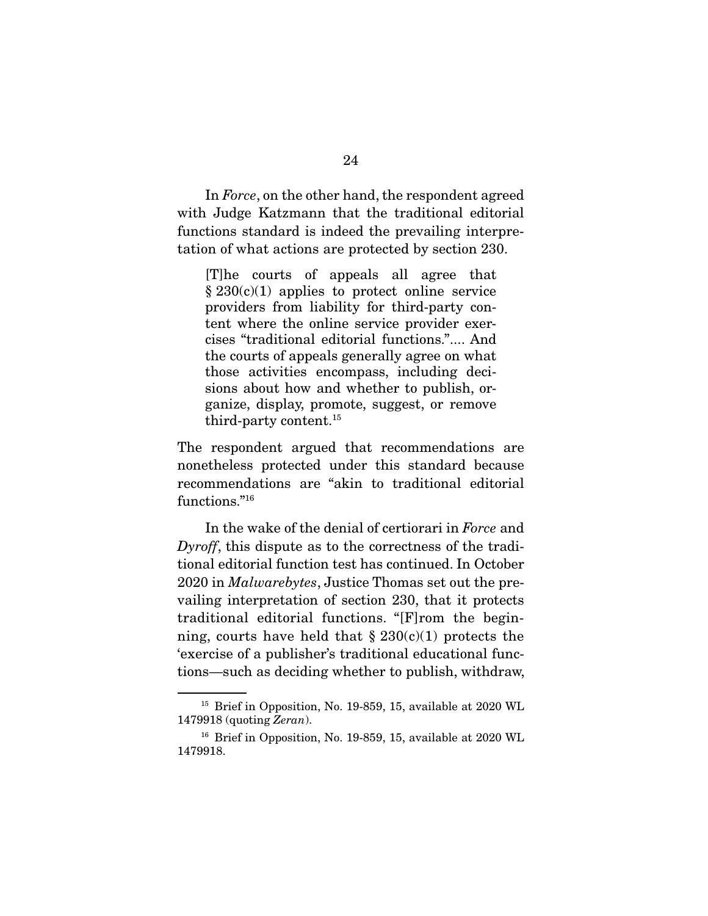In *Force*, on the other hand, the respondent agreed with Judge Katzmann that the traditional editorial functions standard is indeed the prevailing interpretation of what actions are protected by section 230.

> [T]he courts of appeals all agree that § 230(c)(1) applies to protect online service providers from liability for third-party content where the online service provider exercises "traditional editorial functions.".... And the courts of appeals generally agree on what those activities encompass, including decisions about how and whether to publish, organize, display, promote, suggest, or remove third-party content.[15]

The respondent argued that recommendations are nonetheless protected under this standard because recommendations are "akin to traditional editorial functions."[16]

In the wake of the denial of certiorari in *Force* and *Dyroff*, this dispute as to the correctness of the traditional editorial function test has continued. In October 2020 in *Malwarebytes*, Justice Thomas set out the prevailing interpretation of section 230, that it protects traditional editorial functions. "[F]rom the beginning, courts have held that § 230(c)(1) protects the 'exercise of a publisher's traditional educational functions—such as deciding whether to publish, withdraw,

---

[15] Brief in Opposition, No. 19-859, 15, available at 2020 WL 1479918 (quoting *Zeran*).

[16] Brief in Opposition, No. 19-859, 15, available at 2020 WL 1479918.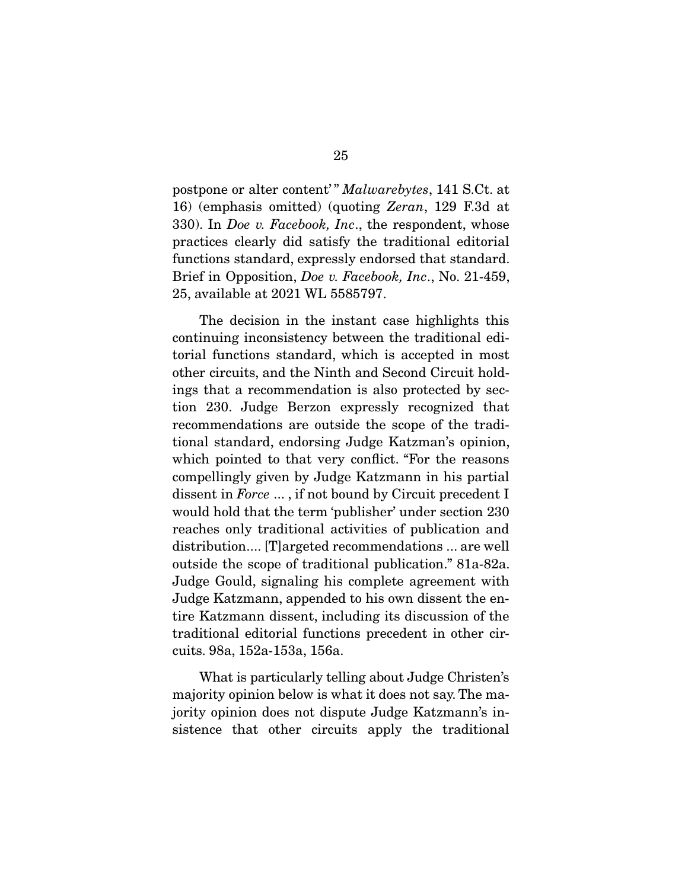postpone or alter content' " *Malwarebytes*, 141 S.Ct. at 16) (emphasis omitted) (quoting *Zeran*, 129 F.3d at 330). In *Doe v. Facebook, Inc*., the respondent, whose practices clearly did satisfy the traditional editorial functions standard, expressly endorsed that standard. Brief in Opposition, *Doe v. Facebook, Inc*., No. 21-459, 25, available at 2021 WL 5585797.

The decision in the instant case highlights this continuing inconsistency between the traditional editorial functions standard, which is accepted in most other circuits, and the Ninth and Second Circuit holdings that a recommendation is also protected by section 230. Judge Berzon expressly recognized that recommendations are outside the scope of the traditional standard, endorsing Judge Katzman's opinion, which pointed to that very conflict. "For the reasons compellingly given by Judge Katzmann in his partial dissent in *Force* ... , if not bound by Circuit precedent I would hold that the term 'publisher' under section 230 reaches only traditional activities of publication and distribution.... [T]argeted recommendations ... are well outside the scope of traditional publication." 81a-82a. Judge Gould, signaling his complete agreement with Judge Katzmann, appended to his own dissent the entire Katzmann dissent, including its discussion of the traditional editorial functions precedent in other circuits. 98a, 152a-153a, 156a.

What is particularly telling about Judge Christen's majority opinion below is what it does not say. The majority opinion does not dispute Judge Katzmann's insistence that other circuits apply the traditional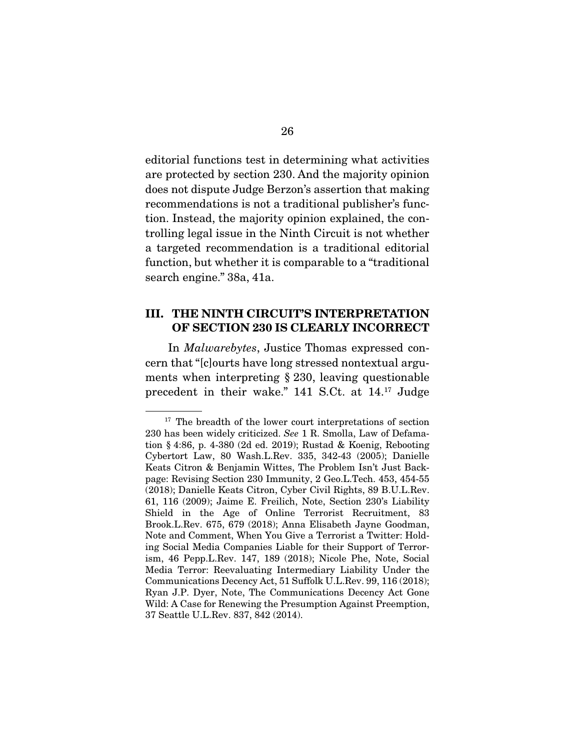editorial functions test in determining what activities are protected by section 230. And the majority opinion does not dispute Judge Berzon's assertion that making recommendations is not a traditional publisher's function. Instead, the majority opinion explained, the controlling legal issue in the Ninth Circuit is not whether a targeted recommendation is a traditional editorial function, but whether it is comparable to a "traditional search engine." 38a, 41a.

## III. THE NINTH CIRCUIT'S INTERPRETATION OF SECTION 230 IS CLEARLY INCORRECT

In *Malwarebytes*, Justice Thomas expressed concern that "[c]ourts have long stressed nontextual arguments when interpreting § 230, leaving questionable precedent in their wake." 141 S.Ct. at 14.[17] Judge

[17] The breadth of the lower court interpretations of section 230 has been widely criticized. *See* 1 R. Smolla, Law of Defamation § 4:86, p. 4-380 (2d ed. 2019); Rustad & Koenig, Rebooting Cybertort Law, 80 Wash.L.Rev. 335, 342-43 (2005); Danielle Keats Citron & Benjamin Wittes, The Problem Isn't Just Backpage: Revising Section 230 Immunity, 2 Geo.L.Tech. 453, 454-55 (2018); Danielle Keats Citron, Cyber Civil Rights, 89 B.U.L.Rev. 61, 116 (2009); Jaime E. Freilich, Note, Section 230's Liability Shield in the Age of Online Terrorist Recruitment, 83 Brook.L.Rev. 675, 679 (2018); Anna Elisabeth Jayne Goodman, Note and Comment, When You Give a Terrorist a Twitter: Holding Social Media Companies Liable for their Support of Terrorism, 46 Pepp.L.Rev. 147, 189 (2018); Nicole Phe, Note, Social Media Terror: Reevaluating Intermediary Liability Under the Communications Decency Act, 51 Suffolk U.L.Rev. 99, 116 (2018); Ryan J.P. Dyer, Note, The Communications Decency Act Gone Wild: A Case for Renewing the Presumption Against Preemption, 37 Seattle U.L.Rev. 837, 842 (2014).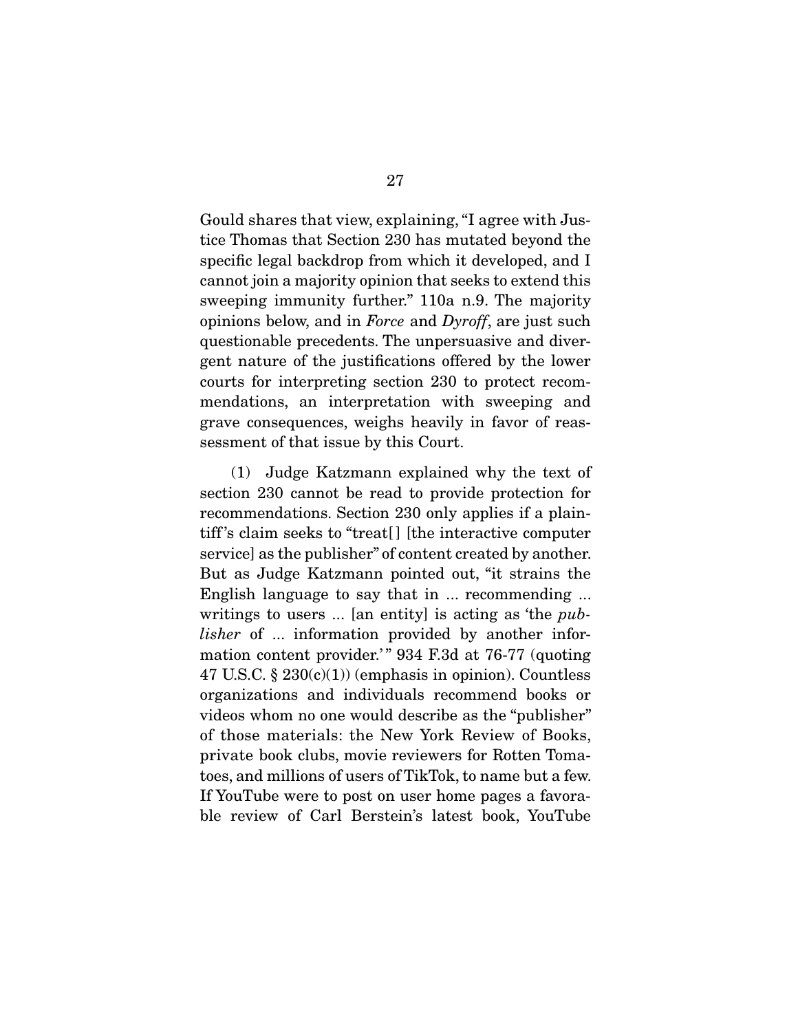Gould shares that view, explaining, "I agree with Justice Thomas that Section 230 has mutated beyond the specific legal backdrop from which it developed, and I cannot join a majority opinion that seeks to extend this sweeping immunity further." 110a n.9. The majority opinions below, and in *Force* and *Dyroff*, are just such questionable precedents. The unpersuasive and divergent nature of the justifications offered by the lower courts for interpreting section 230 to protect recommendations, an interpretation with sweeping and grave consequences, weighs heavily in favor of reassessment of that issue by this Court.

(1) Judge Katzmann explained why the text of section 230 cannot be read to provide protection for recommendations. Section 230 only applies if a plaintiff's claim seeks to "treat[] [the interactive computer service] as the publisher" of content created by another. But as Judge Katzmann pointed out, "it strains the English language to say that in ... recommending ... writings to users ... [an entity] is acting as 'the *publisher* of ... information provided by another information content provider.'" 934 F.3d at 76-77 (quoting 47 U.S.C. § 230(c)(1)) (emphasis in opinion). Countless organizations and individuals recommend books or videos whom no one would describe as the "publisher" of those materials: the New York Review of Books, private book clubs, movie reviewers for Rotten Tomatoes, and millions of users of TikTok, to name but a few. If YouTube were to post on user home pages a favorable review of Carl Berstein's latest book, YouTube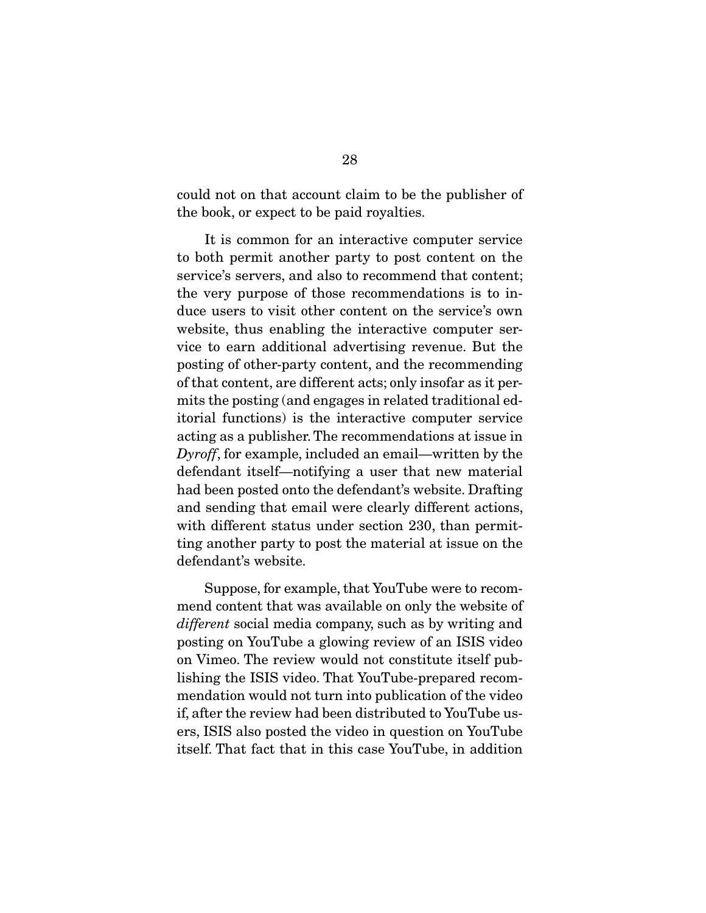could not on that account claim to be the publisher of the book, or expect to be paid royalties.

It is common for an interactive computer service to both permit another party to post content on the service's servers, and also to recommend that content; the very purpose of those recommendations is to induce users to visit other content on the service's own website, thus enabling the interactive computer service to earn additional advertising revenue. But the posting of other-party content, and the recommending of that content, are different acts; only insofar as it permits the posting (and engages in related traditional editorial functions) is the interactive computer service acting as a publisher. The recommendations at issue in *Dyroff*, for example, included an email—written by the defendant itself—notifying a user that new material had been posted onto the defendant's website. Drafting and sending that email were clearly different actions, with different status under section 230, than permitting another party to post the material at issue on the defendant's website.

Suppose, for example, that YouTube were to recommend content that was available on only the website of *different* social media company, such as by writing and posting on YouTube a glowing review of an ISIS video on Vimeo. The review would not constitute itself publishing the ISIS video. That YouTube-prepared recommendation would not turn into publication of the video if, after the review had been distributed to YouTube users, ISIS also posted the video in question on YouTube itself. That fact that in this case YouTube, in addition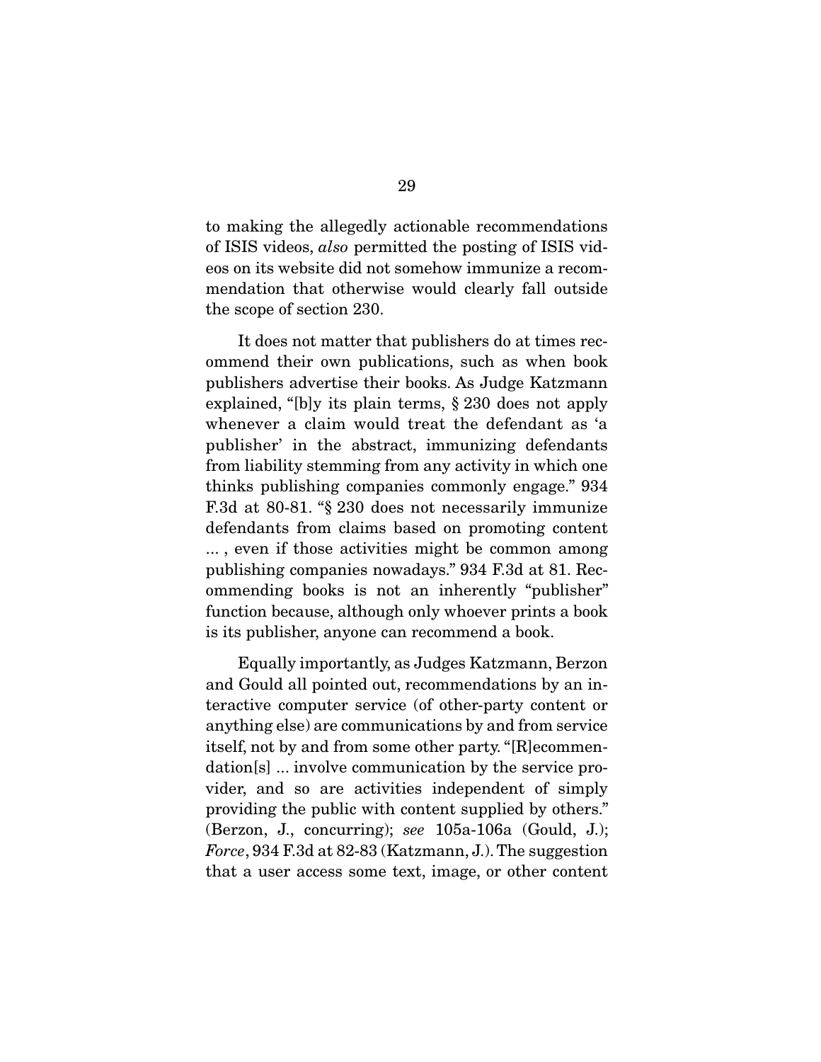to making the allegedly actionable recommendations of ISIS videos, *also* permitted the posting of ISIS videos on its website did not somehow immunize a recommendation that otherwise would clearly fall outside the scope of section 230.

It does not matter that publishers do at times recommend their own publications, such as when book publishers advertise their books. As Judge Katzmann explained, "[b]y its plain terms, § 230 does not apply whenever a claim would treat the defendant as 'a publisher' in the abstract, immunizing defendants from liability stemming from any activity in which one thinks publishing companies commonly engage." 934 F.3d at 80-81. "§ 230 does not necessarily immunize defendants from claims based on promoting content ... , even if those activities might be common among publishing companies nowadays." 934 F.3d at 81. Recommending books is not an inherently "publisher" function because, although only whoever prints a book is its publisher, anyone can recommend a book.

Equally importantly, as Judges Katzmann, Berzon and Gould all pointed out, recommendations by an interactive computer service (of other-party content or anything else) are communications by and from service itself, not by and from some other party. "[R]ecommendation[s] ... involve communication by the service provider, and so are activities independent of simply providing the public with content supplied by others." (Berzon, J., concurring); *see* 105a-106a (Gould, J.); *Force*, 934 F.3d at 82-83 (Katzmann, J.). The suggestion that a user access some text, image, or other content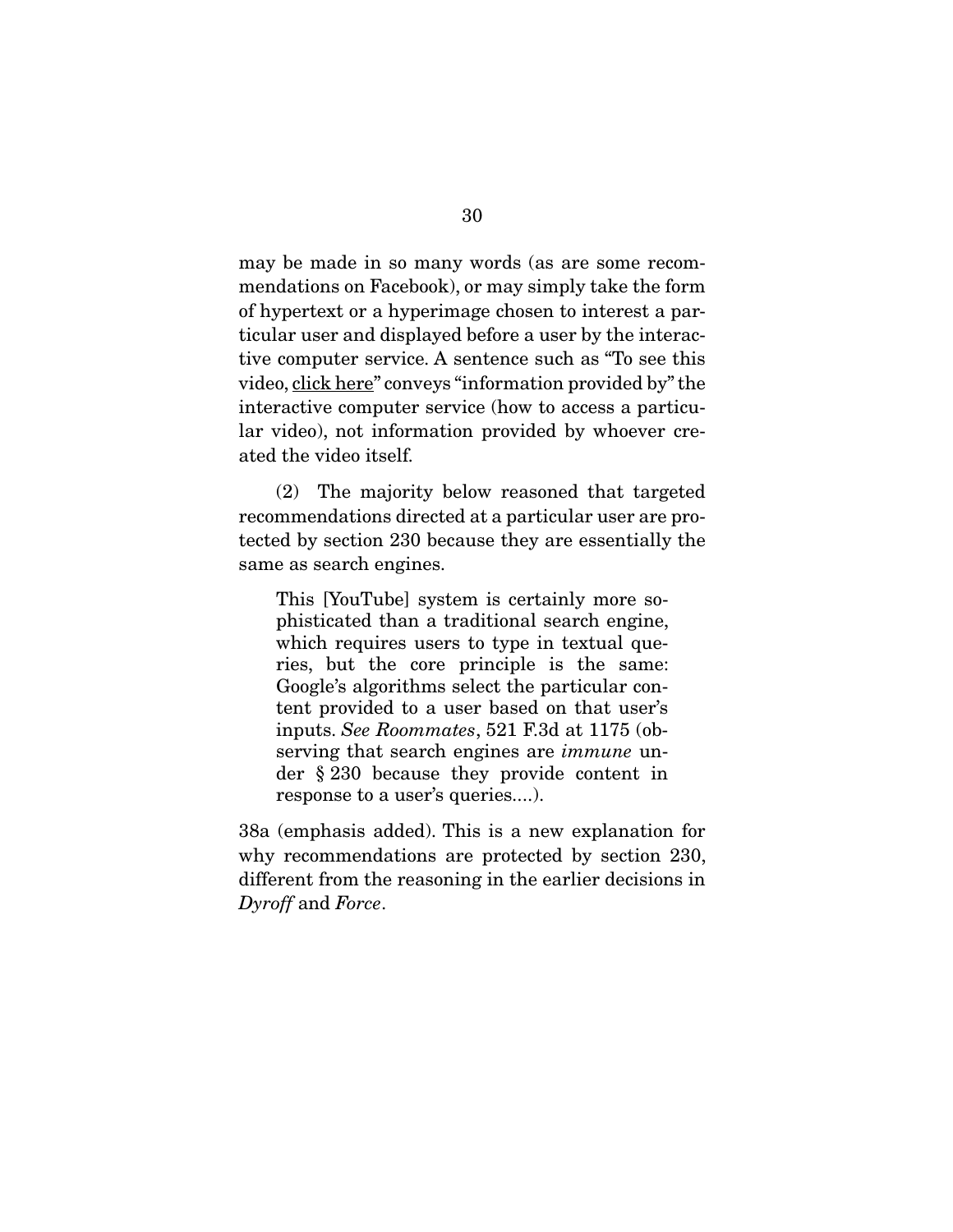may be made in so many words (as are some recommendations on Facebook), or may simply take the form of hypertext or a hyperimage chosen to interest a particular user and displayed before a user by the interactive computer service. A sentence such as "To see this video, <u>click here</u>" conveys "information provided by" the interactive computer service (how to access a particular video), not information provided by whoever created the video itself.

(2) The majority below reasoned that targeted recommendations directed at a particular user are protected by section 230 because they are essentially the same as search engines.

> This [YouTube] system is certainly more sophisticated than a traditional search engine, which requires users to type in textual queries, but the core principle is the same: Google's algorithms select the particular content provided to a user based on that user's inputs. *See Roommates*, 521 F.3d at 1175 (observing that search engines are *immune* under § 230 because they provide content in response to a user's queries....).

38a (emphasis added). This is a new explanation for why recommendations are protected by section 230, different from the reasoning in the earlier decisions in *Dyroff* and *Force*.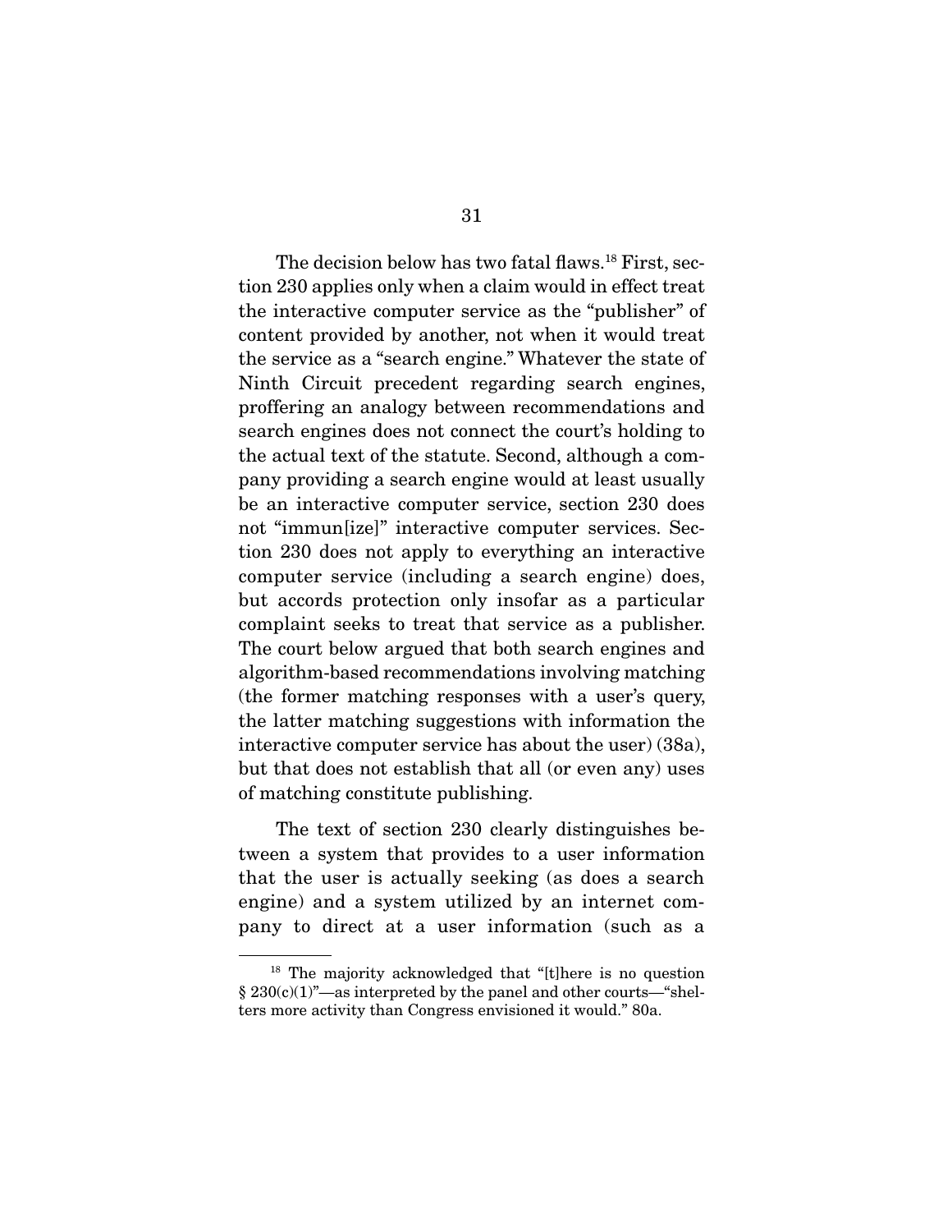The decision below has two fatal flaws.[18] First, section 230 applies only when a claim would in effect treat the interactive computer service as the "publisher" of content provided by another, not when it would treat the service as a "search engine." Whatever the state of Ninth Circuit precedent regarding search engines, proffering an analogy between recommendations and search engines does not connect the court's holding to the actual text of the statute. Second, although a company providing a search engine would at least usually be an interactive computer service, section 230 does not "immun[ize]" interactive computer services. Section 230 does not apply to everything an interactive computer service (including a search engine) does, but accords protection only insofar as a particular complaint seeks to treat that service as a publisher. The court below argued that both search engines and algorithm-based recommendations involving matching (the former matching responses with a user's query, the latter matching suggestions with information the interactive computer service has about the user) (38a), but that does not establish that all (or even any) uses of matching constitute publishing.

The text of section 230 clearly distinguishes between a system that provides to a user information that the user is actually seeking (as does a search engine) and a system utilized by an internet company to direct at a user information (such as a

---

[18] The majority acknowledged that "[t]here is no question § 230(c)(1)"—as interpreted by the panel and other courts—"shelters more activity than Congress envisioned it would." 80a.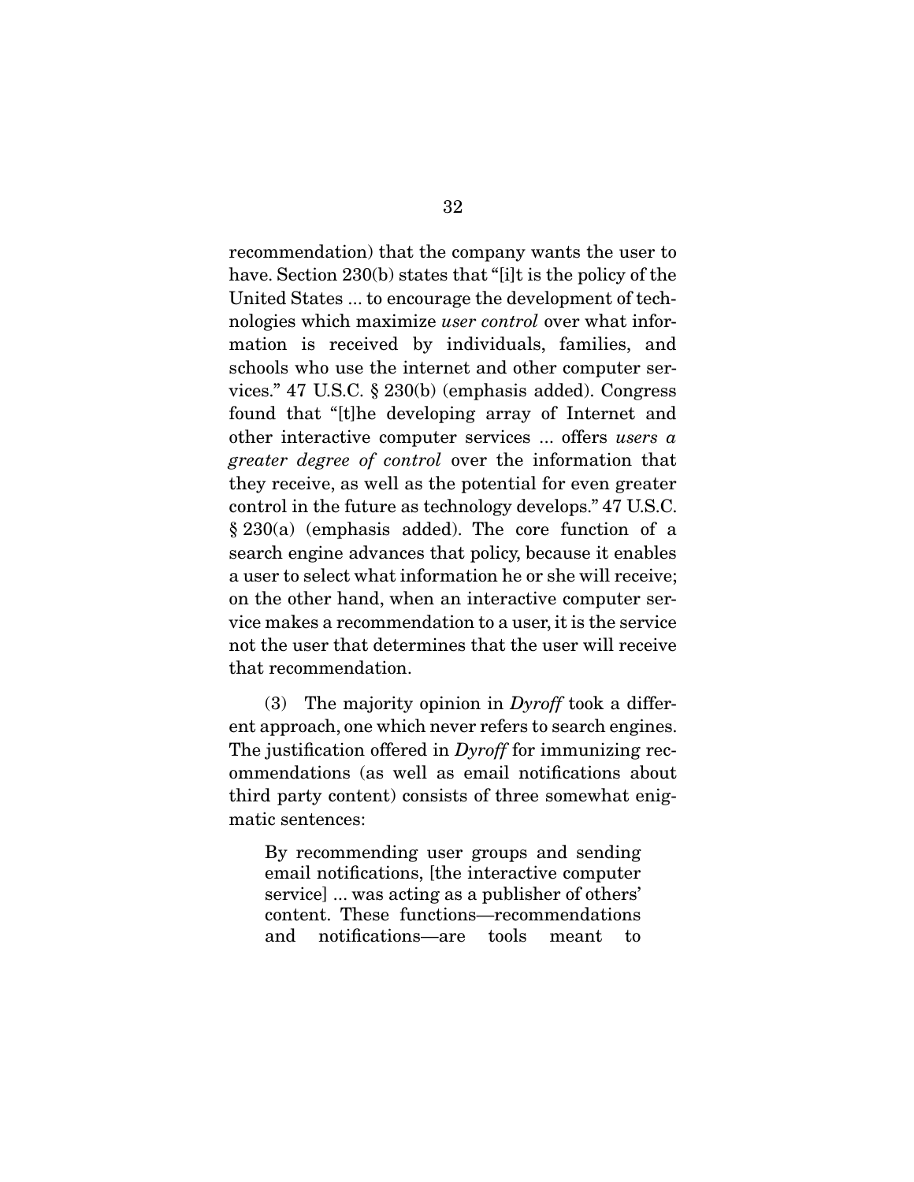recommendation) that the company wants the user to have. Section 230(b) states that "[i]t is the policy of the United States ... to encourage the development of technologies which maximize *user control* over what information is received by individuals, families, and schools who use the internet and other computer services." 47 U.S.C. § 230(b) (emphasis added). Congress found that "[t]he developing array of Internet and other interactive computer services ... offers *users a greater degree of control* over the information that they receive, as well as the potential for even greater control in the future as technology develops." 47 U.S.C. § 230(a) (emphasis added). The core function of a search engine advances that policy, because it enables a user to select what information he or she will receive; on the other hand, when an interactive computer service makes a recommendation to a user, it is the service not the user that determines that the user will receive that recommendation.

(3) The majority opinion in *Dyroff* took a different approach, one which never refers to search engines. The justification offered in *Dyroff* for immunizing recommendations (as well as email notifications about third party content) consists of three somewhat enigmatic sentences:

> By recommending user groups and sending email notifications, [the interactive computer service] ... was acting as a publisher of others' content. These functions—recommendations and notifications—are tools meant to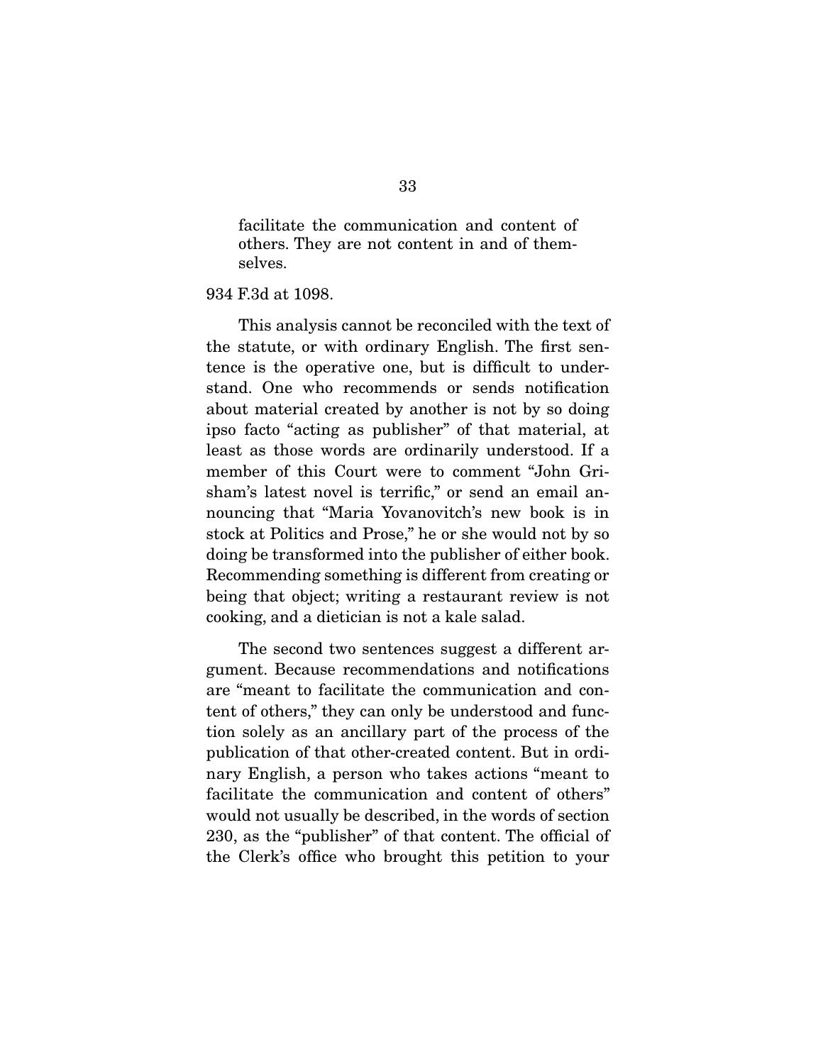> facilitate the communication and content of others. They are not content in and of themselves.

934 F.3d at 1098.

This analysis cannot be reconciled with the text of the statute, or with ordinary English. The first sentence is the operative one, but is difficult to understand. One who recommends or sends notification about material created by another is not by so doing ipso facto "acting as publisher" of that material, at least as those words are ordinarily understood. If a member of this Court were to comment "John Grisham's latest novel is terrific," or send an email announcing that "Maria Yovanovitch's new book is in stock at Politics and Prose," he or she would not by so doing be transformed into the publisher of either book. Recommending something is different from creating or being that object; writing a restaurant review is not cooking, and a dietician is not a kale salad.

The second two sentences suggest a different argument. Because recommendations and notifications are "meant to facilitate the communication and content of others," they can only be understood and function solely as an ancillary part of the process of the publication of that other-created content. But in ordinary English, a person who takes actions "meant to facilitate the communication and content of others" would not usually be described, in the words of section 230, as the "publisher" of that content. The official of the Clerk's office who brought this petition to your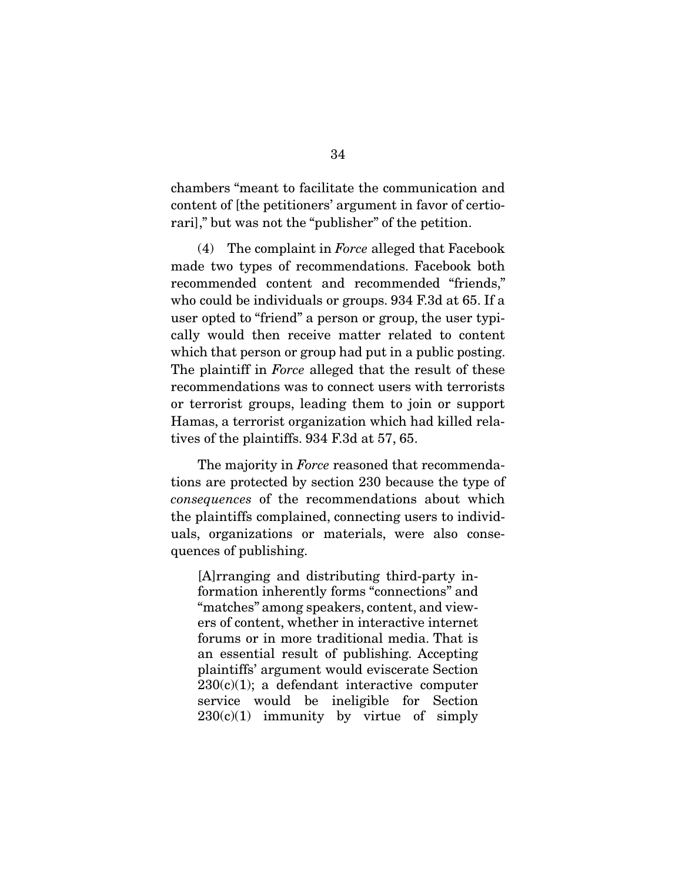chambers "meant to facilitate the communication and content of [the petitioners' argument in favor of certiorari]," but was not the "publisher" of the petition.

(4) The complaint in *Force* alleged that Facebook made two types of recommendations. Facebook both recommended content and recommended "friends," who could be individuals or groups. 934 F.3d at 65. If a user opted to "friend" a person or group, the user typically would then receive matter related to content which that person or group had put in a public posting. The plaintiff in *Force* alleged that the result of these recommendations was to connect users with terrorists or terrorist groups, leading them to join or support Hamas, a terrorist organization which had killed relatives of the plaintiffs. 934 F.3d at 57, 65.

The majority in *Force* reasoned that recommendations are protected by section 230 because the type of *consequences* of the recommendations about which the plaintiffs complained, connecting users to individuals, organizations or materials, were also consequences of publishing.

> [A]rranging and distributing third-party information inherently forms "connections" and "matches" among speakers, content, and viewers of content, whether in interactive internet forums or in more traditional media. That is an essential result of publishing. Accepting plaintiffs' argument would eviscerate Section 230(c)(1); a defendant interactive computer service would be ineligible for Section 230(c)(1) immunity by virtue of simply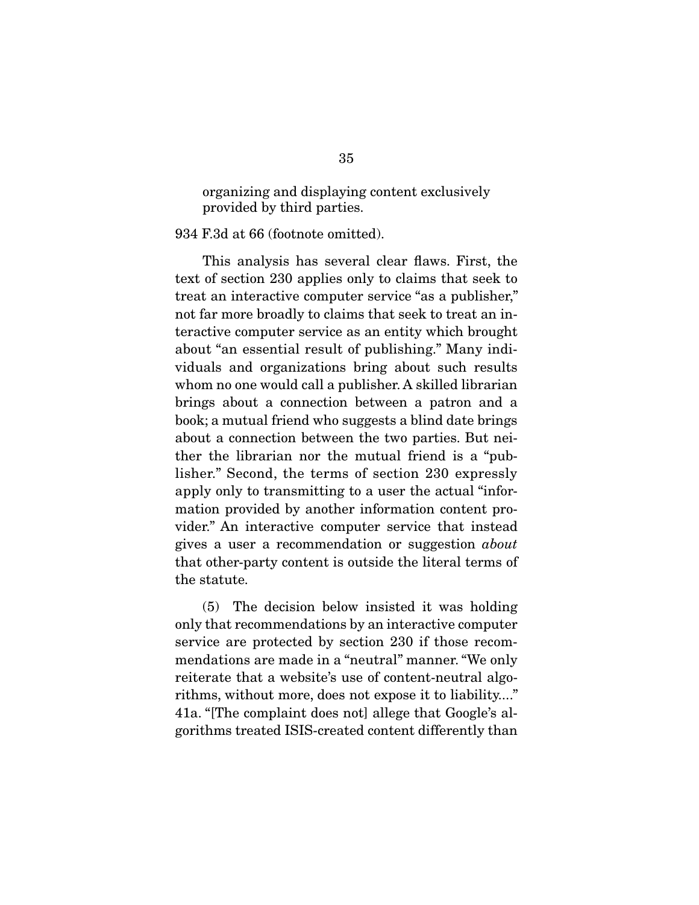> organizing and displaying content exclusively provided by third parties.

934 F.3d at 66 (footnote omitted).

This analysis has several clear flaws. First, the text of section 230 applies only to claims that seek to treat an interactive computer service "as a publisher," not far more broadly to claims that seek to treat an interactive computer service as an entity which brought about "an essential result of publishing." Many individuals and organizations bring about such results whom no one would call a publisher. A skilled librarian brings about a connection between a patron and a book; a mutual friend who suggests a blind date brings about a connection between the two parties. But neither the librarian nor the mutual friend is a "publisher." Second, the terms of section 230 expressly apply only to transmitting to a user the actual "information provided by another information content provider." An interactive computer service that instead gives a user a recommendation or suggestion *about* that other-party content is outside the literal terms of the statute.

(5) The decision below insisted it was holding only that recommendations by an interactive computer service are protected by section 230 if those recommendations are made in a "neutral" manner. "We only reiterate that a website's use of content-neutral algorithms, without more, does not expose it to liability...." 41a. "[The complaint does not] allege that Google's algorithms treated ISIS-created content differently than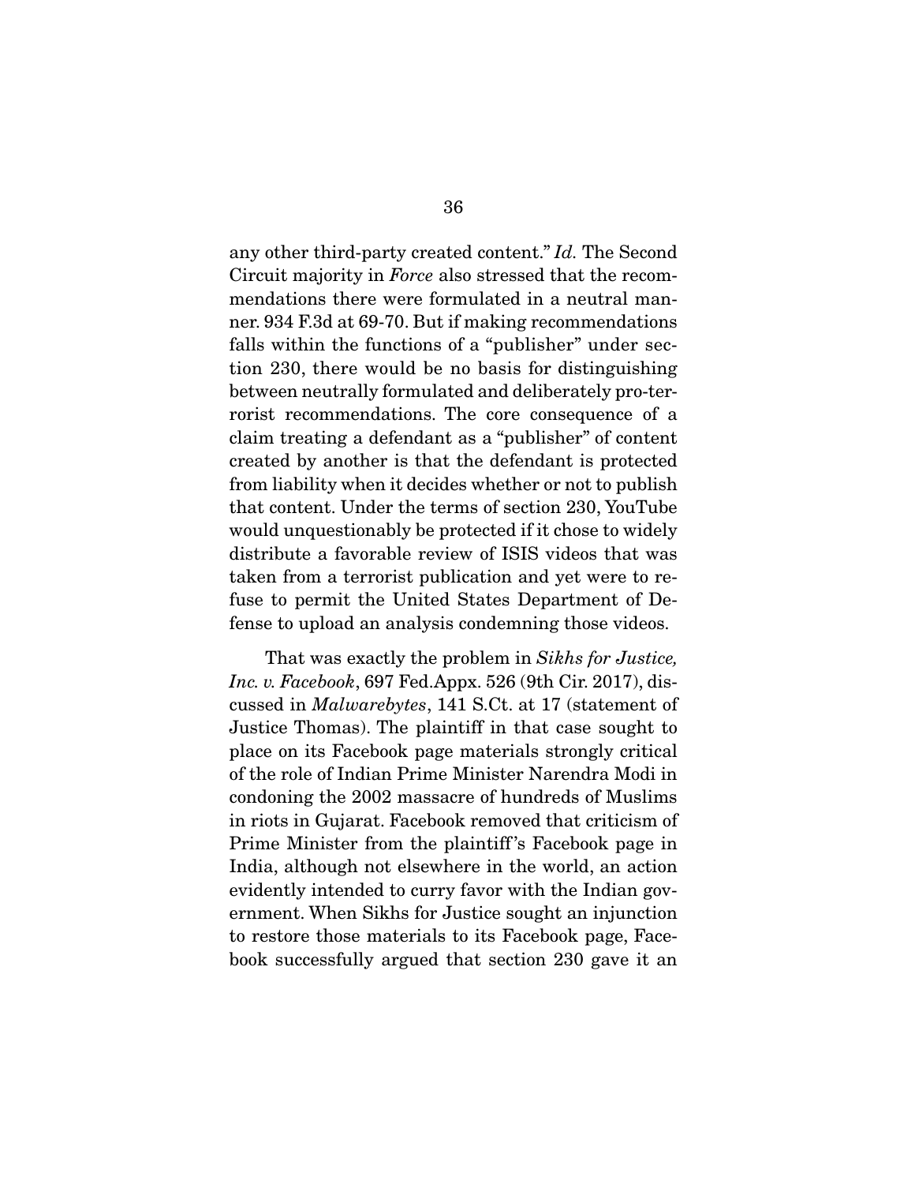any other third-party created content." *Id.* The Second Circuit majority in *Force* also stressed that the recommendations there were formulated in a neutral manner. 934 F.3d at 69-70. But if making recommendations falls within the functions of a "publisher" under section 230, there would be no basis for distinguishing between neutrally formulated and deliberately pro-terrorist recommendations. The core consequence of a claim treating a defendant as a "publisher" of content created by another is that the defendant is protected from liability when it decides whether or not to publish that content. Under the terms of section 230, YouTube would unquestionably be protected if it chose to widely distribute a favorable review of ISIS videos that was taken from a terrorist publication and yet were to refuse to permit the United States Department of Defense to upload an analysis condemning those videos.

That was exactly the problem in *Sikhs for Justice, Inc. v. Facebook*, 697 Fed.Appx. 526 (9th Cir. 2017), discussed in *Malwarebytes*, 141 S.Ct. at 17 (statement of Justice Thomas). The plaintiff in that case sought to place on its Facebook page materials strongly critical of the role of Indian Prime Minister Narendra Modi in condoning the 2002 massacre of hundreds of Muslims in riots in Gujarat. Facebook removed that criticism of Prime Minister from the plaintiff's Facebook page in India, although not elsewhere in the world, an action evidently intended to curry favor with the Indian government. When Sikhs for Justice sought an injunction to restore those materials to its Facebook page, Facebook successfully argued that section 230 gave it an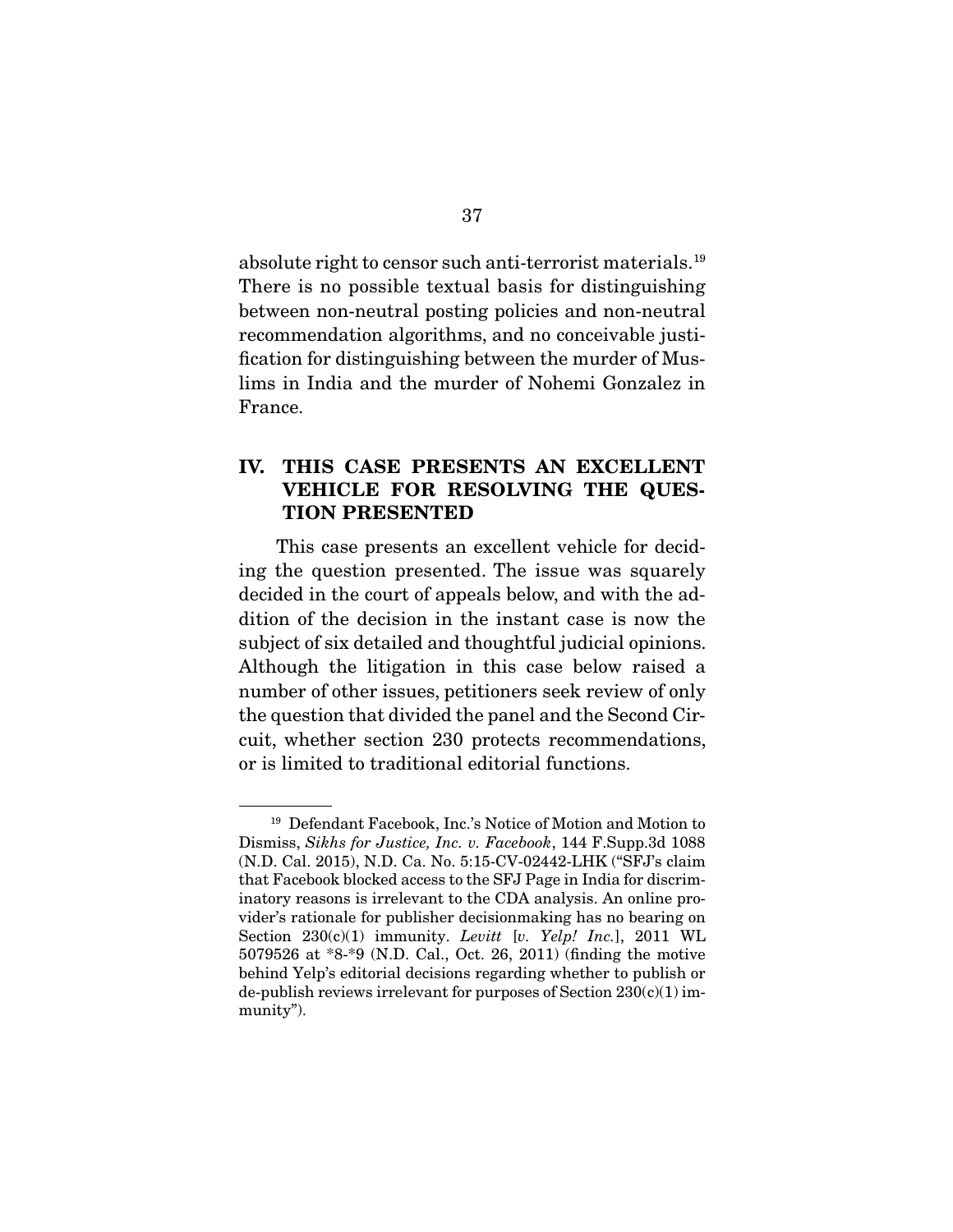absolute right to censor such anti-terrorist materials.[19] There is no possible textual basis for distinguishing between non-neutral posting policies and non-neutral recommendation algorithms, and no conceivable justification for distinguishing between the murder of Muslims in India and the murder of Nohemi Gonzalez in France.

## IV. THIS CASE PRESENTS AN EXCELLENT VEHICLE FOR RESOLVING THE QUESTION PRESENTED

This case presents an excellent vehicle for deciding the question presented. The issue was squarely decided in the court of appeals below, and with the addition of the decision in the instant case is now the subject of six detailed and thoughtful judicial opinions. Although the litigation in this case below raised a number of other issues, petitioners seek review of only the question that divided the panel and the Second Circuit, whether section 230 protects recommendations, or is limited to traditional editorial functions.

---

[19] Defendant Facebook, Inc.'s Notice of Motion and Motion to Dismiss, *Sikhs for Justice, Inc. v. Facebook*, 144 F.Supp.3d 1088 (N.D. Cal. 2015), N.D. Ca. No. 5:15-CV-02442-LHK ("SFJ's claim that Facebook blocked access to the SFJ Page in India for discriminatory reasons is irrelevant to the CDA analysis. An online provider's rationale for publisher decisionmaking has no bearing on Section 230(c)(1) immunity. *Levitt* [*v. Yelp! Inc.*], 2011 WL 5079526 at *8-*9 (N.D. Cal., Oct. 26, 2011) (finding the motive behind Yelp's editorial decisions regarding whether to publish or de-publish reviews irrelevant for purposes of Section 230(c)(1) immunity").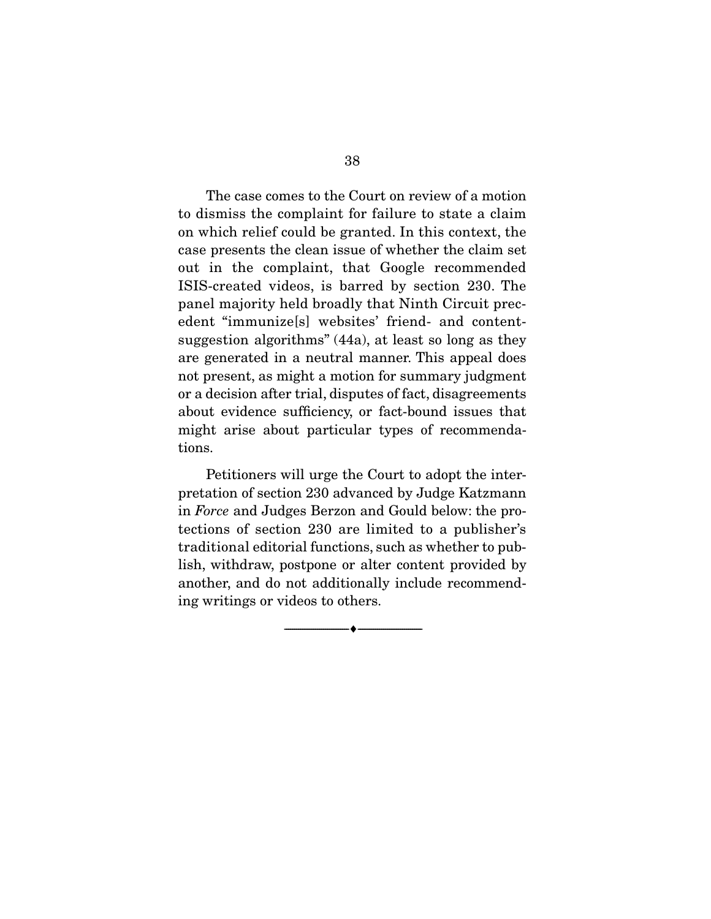The case comes to the Court on review of a motion to dismiss the complaint for failure to state a claim on which relief could be granted. In this context, the case presents the clean issue of whether the claim set out in the complaint, that Google recommended ISIS-created videos, is barred by section 230. The panel majority held broadly that Ninth Circuit precedent "immunize[s] websites' friend- and content-suggestion algorithms" (44a), at least so long as they are generated in a neutral manner. This appeal does not present, as might a motion for summary judgment or a decision after trial, disputes of fact, disagreements about evidence sufficiency, or fact-bound issues that might arise about particular types of recommendations.

Petitioners will urge the Court to adopt the interpretation of section 230 advanced by Judge Katzmann in *Force* and Judges Berzon and Gould below: the protections of section 230 are limited to a publisher's traditional editorial functions, such as whether to publish, withdraw, postpone or alter content provided by another, and do not additionally include recommending writings or videos to others.

———♦———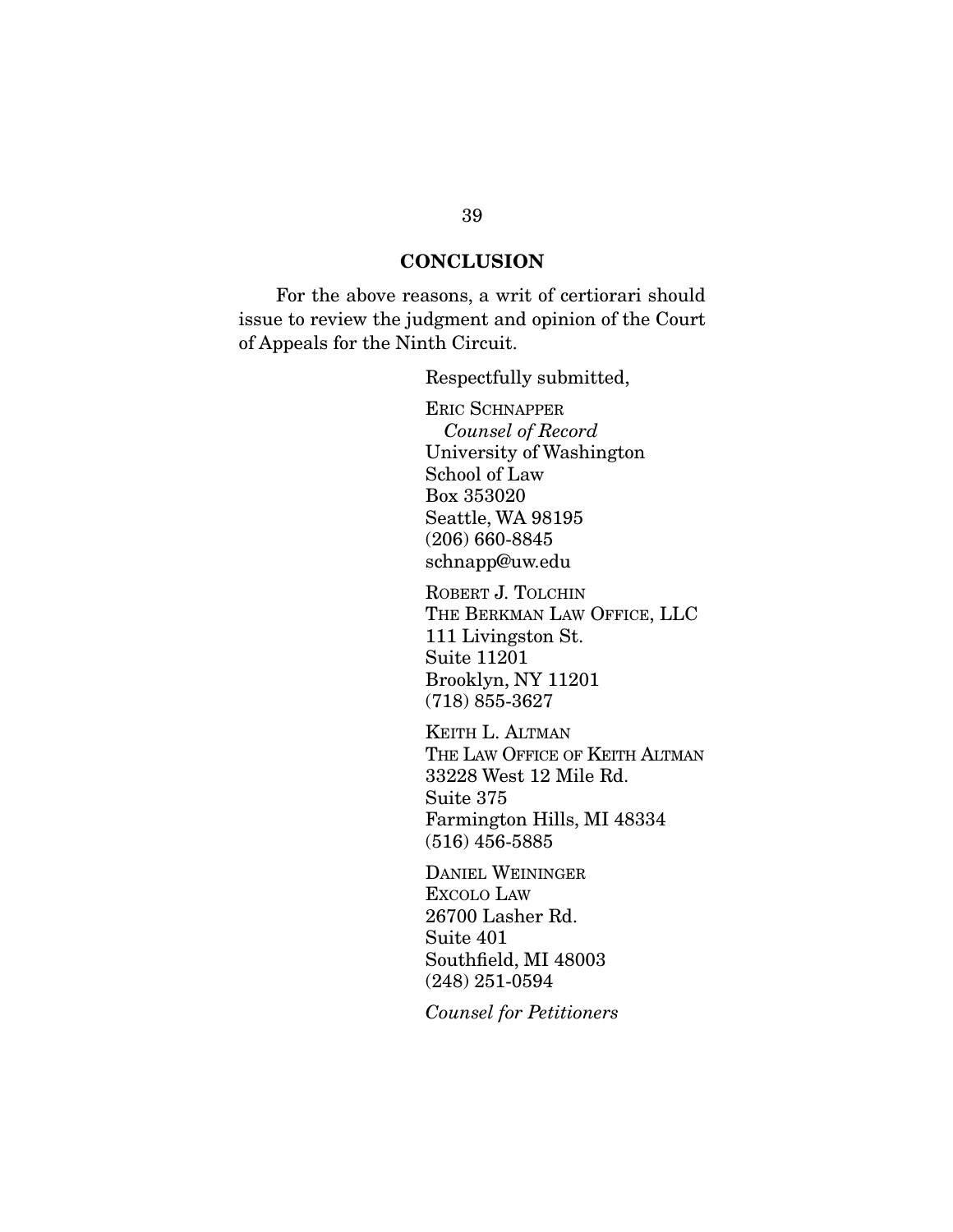## CONCLUSION

For the above reasons, a writ of certiorari should issue to review the judgment and opinion of the Court of Appeals for the Ninth Circuit.

Respectfully submitted,

ERIC SCHNAPPER
*Counsel of Record*
University of Washington
School of Law
Box 353020
Seattle, WA 98195
(206) 660-8845
schnapp@uw.edu

ROBERT J. TOLCHIN
THE BERKMAN LAW OFFICE, LLC
111 Livingston St.
Suite 11201
Brooklyn, NY 11201
(718) 855-3627

KEITH L. ALTMAN
THE LAW OFFICE OF KEITH ALTMAN
33228 West 12 Mile Rd.
Suite 375
Farmington Hills, MI 48334
(516) 456-5885

DANIEL WEININGER
EXCOLO LAW
26700 Lasher Rd.
Suite 401
Southfield, MI 48003
(248) 251-0594

*Counsel for Petitioners*